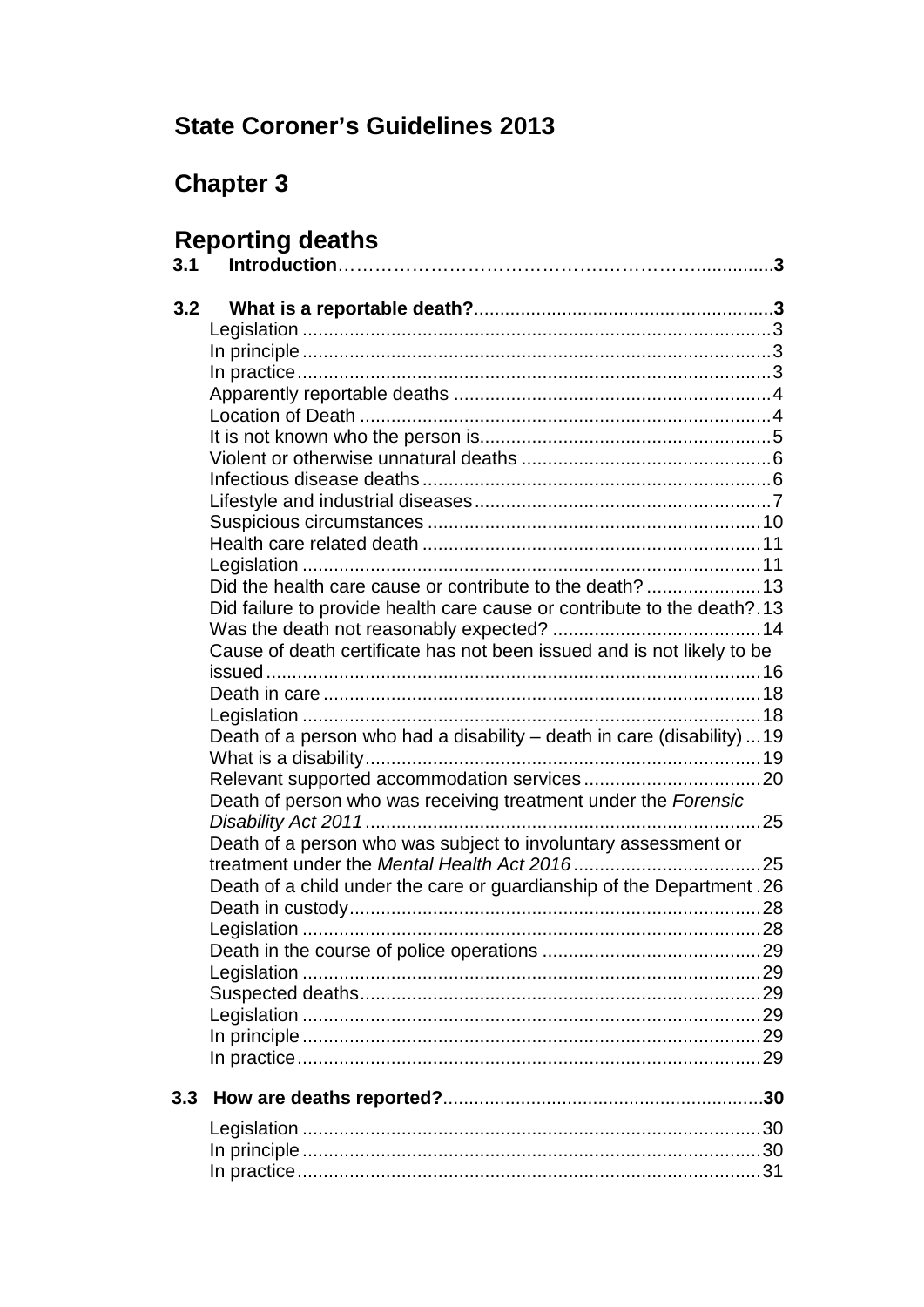# State Coroner's Guidelines 2013

# Chapter 3

# Reporting deaths

**3.1 Introduction**……………………………………….………….............**3**

**3.2 What is a reportable death?**..........................................................**3**

- Legislation ..........................................................................................3
- In principle ..........................................................................................3
- In practice ...........................................................................................3
- Apparently reportable deaths .............................................................4
- Location of Death ...............................................................................4
- It is not known who the person is........................................................5
- Violent or otherwise unnatural deaths .................................................6
- Infectious disease deaths ...................................................................6
- Lifestyle and industrial diseases .........................................................7
- Suspicious circumstances ................................................................10
- Health care related death .................................................................11
- Legislation ........................................................................................11
- Did the health care cause or contribute to the death? ......................13
- Did failure to provide health care cause or contribute to the death? .13
- Was the death not reasonably expected? ........................................14
- Cause of death certificate has not been issued and is not likely to be issued ..............................................................................................16
- Death in care ....................................................................................18
- Legislation ........................................................................................18
- Death of a person who had a disability – death in care (disability) ...19
- What is a disability ............................................................................19
- Relevant supported accommodation services ..................................20
- Death of person who was receiving treatment under the *Forensic Disability Act 2011* ............................................................................25
- Death of a person who was subject to involuntary assessment or treatment under the *Mental Health Act 2016* ....................................25
- Death of a child under the care or guardianship of the Department .26
- Death in custody ...............................................................................28
- Legislation ........................................................................................28
- Death in the course of police operations ..........................................29
- Legislation ........................................................................................29
- Suspected deaths .............................................................................29
- Legislation ........................................................................................29
- In principle ........................................................................................29
- In practice .........................................................................................29

**3.3 How are deaths reported?**.............................................................**30**

- Legislation ........................................................................................30
- In principle ........................................................................................30
- In practice .........................................................................................31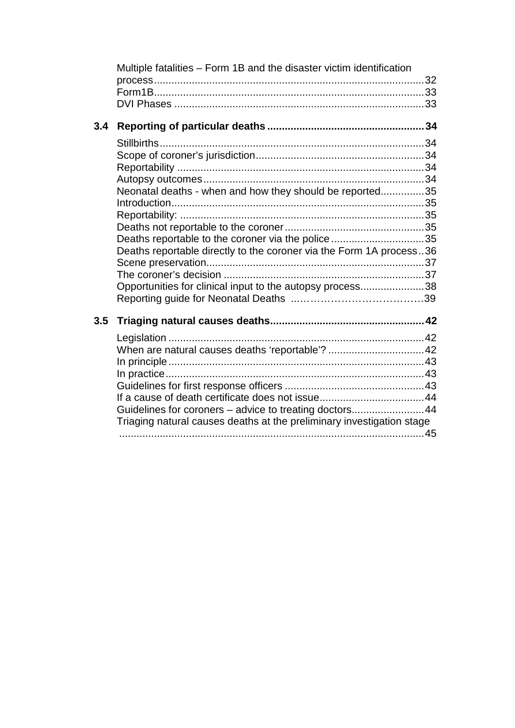Multiple fatalities – Form 1B and the disaster victim identification process ........................................................................................... 32
Form1B ........................................................................................... 33
DVI Phases ..................................................................................... 33

**3.4 Reporting of particular deaths ..................................................... 34**

Stillbirths ......................................................................................... 34
Scope of coroner's jurisdiction ......................................................... 34
Reportability ..................................................................................... 34
Autopsy outcomes ............................................................................ 34
Neonatal deaths - when and how they should be reported .............. 35
Introduction ...................................................................................... 35
Reportability: .................................................................................... 35
Deaths not reportable to the coroner ................................................ 35
Deaths reportable to the coroner via the police ................................ 35
Deaths reportable directly to the coroner via the Form 1A process .. 36
Scene preservation ........................................................................... 37
The coroner's decision ..................................................................... 37
Opportunities for clinical input to the autopsy process ..................... 38
Reporting guide for Neonatal Deaths ............................................... 39

**3.5 Triaging natural causes deaths .................................................... 42**

Legislation ....................................................................................... 42
When are natural causes deaths 'reportable'? ................................. 42
In principle ....................................................................................... 43
In practice ........................................................................................ 43
Guidelines for first response officers ............................................... 43
If a cause of death certificate does not issue .................................... 44
Guidelines for coroners – advice to treating doctors ......................... 44
Triaging natural causes deaths at the preliminary investigation stage ........................................................................................................ 45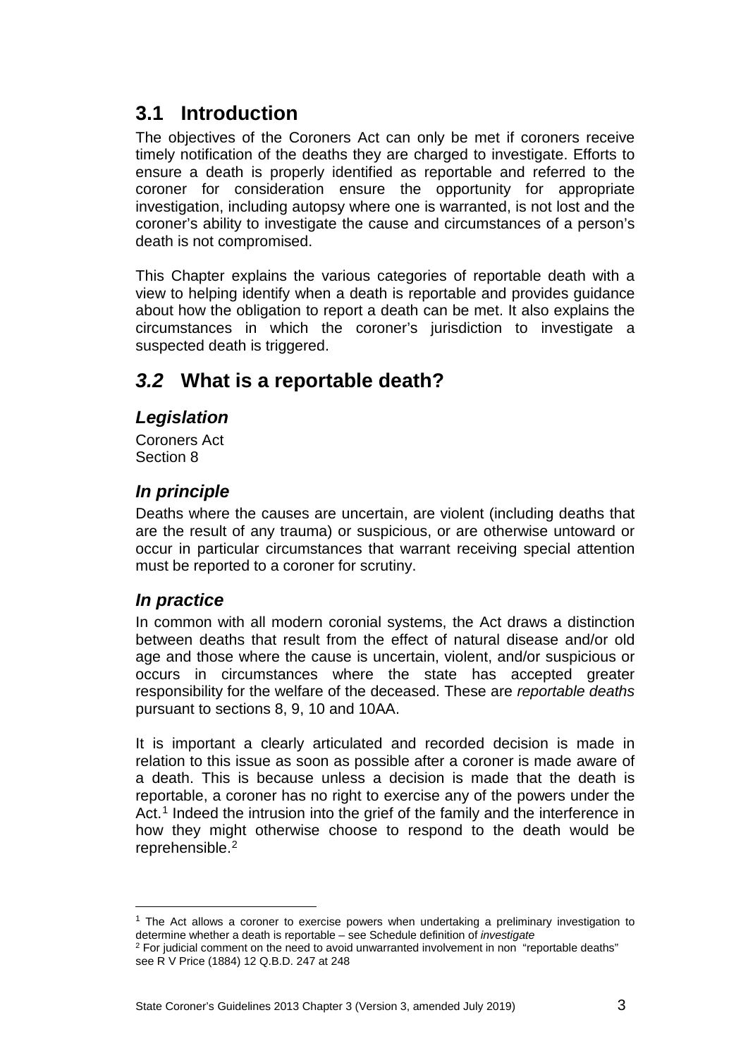## 3.1 Introduction

The objectives of the Coroners Act can only be met if coroners receive timely notification of the deaths they are charged to investigate. Efforts to ensure a death is properly identified as reportable and referred to the coroner for consideration ensure the opportunity for appropriate investigation, including autopsy where one is warranted, is not lost and the coroner's ability to investigate the cause and circumstances of a person's death is not compromised.

This Chapter explains the various categories of reportable death with a view to helping identify when a death is reportable and provides guidance about how the obligation to report a death can be met. It also explains the circumstances in which the coroner's jurisdiction to investigate a suspected death is triggered.

## *3.2* What is a reportable death?

### *Legislation*

Coroners Act
Section 8

### *In principle*

Deaths where the causes are uncertain, are violent (including deaths that are the result of any trauma) or suspicious, or are otherwise untoward or occur in particular circumstances that warrant receiving special attention must be reported to a coroner for scrutiny.

### *In practice*

In common with all modern coronial systems, the Act draws a distinction between deaths that result from the effect of natural disease and/or old age and those where the cause is uncertain, violent, and/or suspicious or occurs in circumstances where the state has accepted greater responsibility for the welfare of the deceased. These are *reportable deaths* pursuant to sections 8, 9, 10 and 10AA.

It is important a clearly articulated and recorded decision is made in relation to this issue as soon as possible after a coroner is made aware of a death. This is because unless a decision is made that the death is reportable, a coroner has no right to exercise any of the powers under the Act.[1] Indeed the intrusion into the grief of the family and the interference in how they might otherwise choose to respond to the death would be reprehensible.[2]

---

[1] The Act allows a coroner to exercise powers when undertaking a preliminary investigation to determine whether a death is reportable – see Schedule definition of *investigate*

[2] For judicial comment on the need to avoid unwarranted involvement in non "reportable deaths" see R V Price (1884) 12 Q.B.D. 247 at 248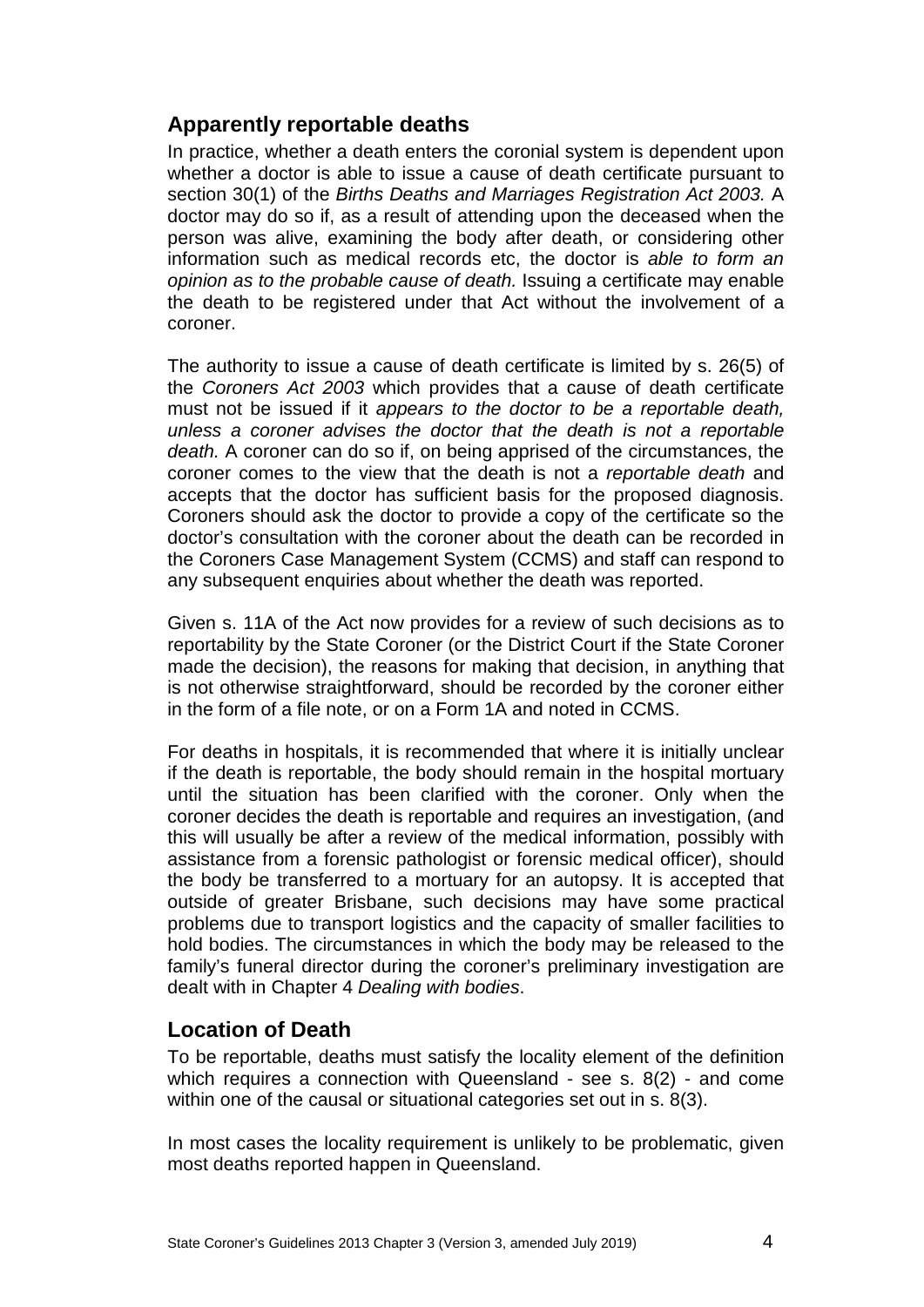## Apparently reportable deaths

In practice, whether a death enters the coronial system is dependent upon whether a doctor is able to issue a cause of death certificate pursuant to section 30(1) of the *Births Deaths and Marriages Registration Act 2003.* A doctor may do so if, as a result of attending upon the deceased when the person was alive, examining the body after death, or considering other information such as medical records etc, the doctor is *able to form an opinion as to the probable cause of death.* Issuing a certificate may enable the death to be registered under that Act without the involvement of a coroner.

The authority to issue a cause of death certificate is limited by s. 26(5) of the *Coroners Act 2003* which provides that a cause of death certificate must not be issued if it *appears to the doctor to be a reportable death, unless a coroner advises the doctor that the death is not a reportable death.* A coroner can do so if, on being apprised of the circumstances, the coroner comes to the view that the death is not a *reportable death* and accepts that the doctor has sufficient basis for the proposed diagnosis. Coroners should ask the doctor to provide a copy of the certificate so the doctor's consultation with the coroner about the death can be recorded in the Coroners Case Management System (CCMS) and staff can respond to any subsequent enquiries about whether the death was reported.

Given s. 11A of the Act now provides for a review of such decisions as to reportability by the State Coroner (or the District Court if the State Coroner made the decision), the reasons for making that decision, in anything that is not otherwise straightforward, should be recorded by the coroner either in the form of a file note, or on a Form 1A and noted in CCMS.

For deaths in hospitals, it is recommended that where it is initially unclear if the death is reportable, the body should remain in the hospital mortuary until the situation has been clarified with the coroner. Only when the coroner decides the death is reportable and requires an investigation, (and this will usually be after a review of the medical information, possibly with assistance from a forensic pathologist or forensic medical officer), should the body be transferred to a mortuary for an autopsy. It is accepted that outside of greater Brisbane, such decisions may have some practical problems due to transport logistics and the capacity of smaller facilities to hold bodies. The circumstances in which the body may be released to the family's funeral director during the coroner's preliminary investigation are dealt with in Chapter 4 *Dealing with bodies*.

## Location of Death

To be reportable, deaths must satisfy the locality element of the definition which requires a connection with Queensland - see s. 8(2) - and come within one of the causal or situational categories set out in s. 8(3).

In most cases the locality requirement is unlikely to be problematic, given most deaths reported happen in Queensland.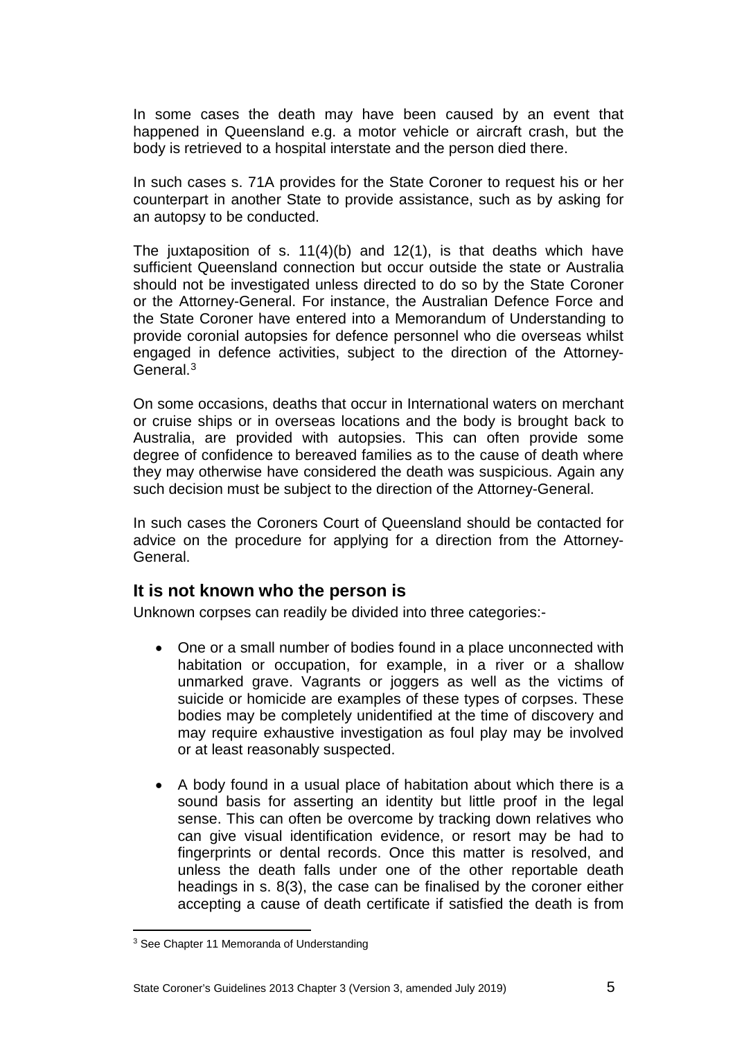In some cases the death may have been caused by an event that happened in Queensland e.g. a motor vehicle or aircraft crash, but the body is retrieved to a hospital interstate and the person died there.

In such cases s. 71A provides for the State Coroner to request his or her counterpart in another State to provide assistance, such as by asking for an autopsy to be conducted.

The juxtaposition of s. 11(4)(b) and 12(1), is that deaths which have sufficient Queensland connection but occur outside the state or Australia should not be investigated unless directed to do so by the State Coroner or the Attorney-General. For instance, the Australian Defence Force and the State Coroner have entered into a Memorandum of Understanding to provide coronial autopsies for defence personnel who die overseas whilst engaged in defence activities, subject to the direction of the Attorney-General.[3]

On some occasions, deaths that occur in International waters on merchant or cruise ships or in overseas locations and the body is brought back to Australia, are provided with autopsies. This can often provide some degree of confidence to bereaved families as to the cause of death where they may otherwise have considered the death was suspicious. Again any such decision must be subject to the direction of the Attorney-General.

In such cases the Coroners Court of Queensland should be contacted for advice on the procedure for applying for a direction from the Attorney-General.

## It is not known who the person is

Unknown corpses can readily be divided into three categories:-

- One or a small number of bodies found in a place unconnected with habitation or occupation, for example, in a river or a shallow unmarked grave. Vagrants or joggers as well as the victims of suicide or homicide are examples of these types of corpses. These bodies may be completely unidentified at the time of discovery and may require exhaustive investigation as foul play may be involved or at least reasonably suspected.

- A body found in a usual place of habitation about which there is a sound basis for asserting an identity but little proof in the legal sense. This can often be overcome by tracking down relatives who can give visual identification evidence, or resort may be had to fingerprints or dental records. Once this matter is resolved, and unless the death falls under one of the other reportable death headings in s. 8(3), the case can be finalised by the coroner either accepting a cause of death certificate if satisfied the death is from

[3] See Chapter 11 Memoranda of Understanding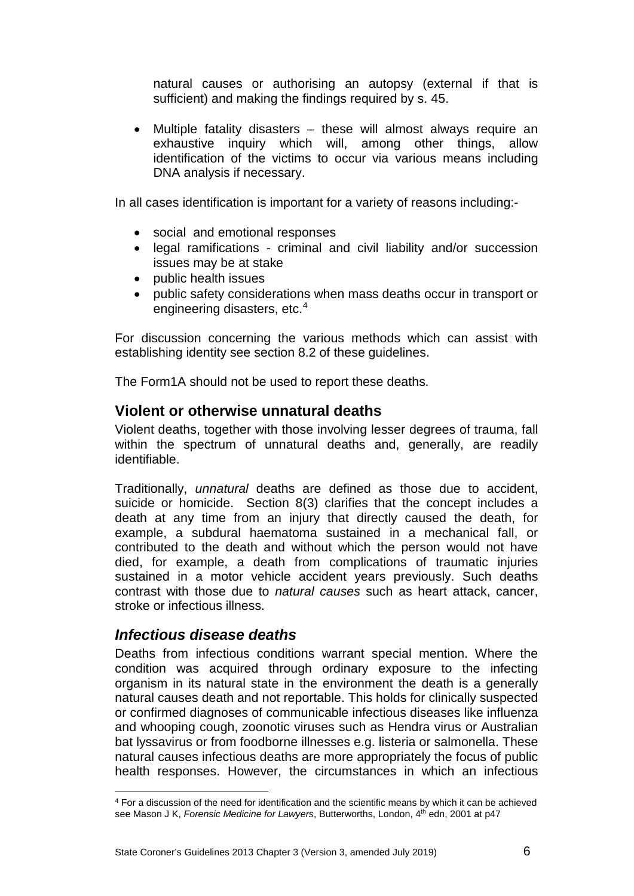natural causes or authorising an autopsy (external if that is sufficient) and making the findings required by s. 45.

- Multiple fatality disasters – these will almost always require an exhaustive inquiry which will, among other things, allow identification of the victims to occur via various means including DNA analysis if necessary.

In all cases identification is important for a variety of reasons including:-

- social and emotional responses
- legal ramifications - criminal and civil liability and/or succession issues may be at stake
- public health issues
- public safety considerations when mass deaths occur in transport or engineering disasters, etc.[4]

For discussion concerning the various methods which can assist with establishing identity see section 8.2 of these guidelines.

The Form1A should not be used to report these deaths.

## Violent or otherwise unnatural deaths

Violent deaths, together with those involving lesser degrees of trauma, fall within the spectrum of unnatural deaths and, generally, are readily identifiable.

Traditionally, *unnatural* deaths are defined as those due to accident, suicide or homicide. Section 8(3) clarifies that the concept includes a death at any time from an injury that directly caused the death, for example, a subdural haematoma sustained in a mechanical fall, or contributed to the death and without which the person would not have died, for example, a death from complications of traumatic injuries sustained in a motor vehicle accident years previously. Such deaths contrast with those due to *natural causes* such as heart attack, cancer, stroke or infectious illness.

### *Infectious disease deaths*

Deaths from infectious conditions warrant special mention. Where the condition was acquired through ordinary exposure to the infecting organism in its natural state in the environment the death is a generally natural causes death and not reportable. This holds for clinically suspected or confirmed diagnoses of communicable infectious diseases like influenza and whooping cough, zoonotic viruses such as Hendra virus or Australian bat lyssavirus or from foodborne illnesses e.g. listeria or salmonella. These natural causes infectious deaths are more appropriately the focus of public health responses. However, the circumstances in which an infectious

[4] For a discussion of the need for identification and the scientific means by which it can be achieved see Mason J K, *Forensic Medicine for Lawyers*, Butterworths, London, 4th edn, 2001 at p47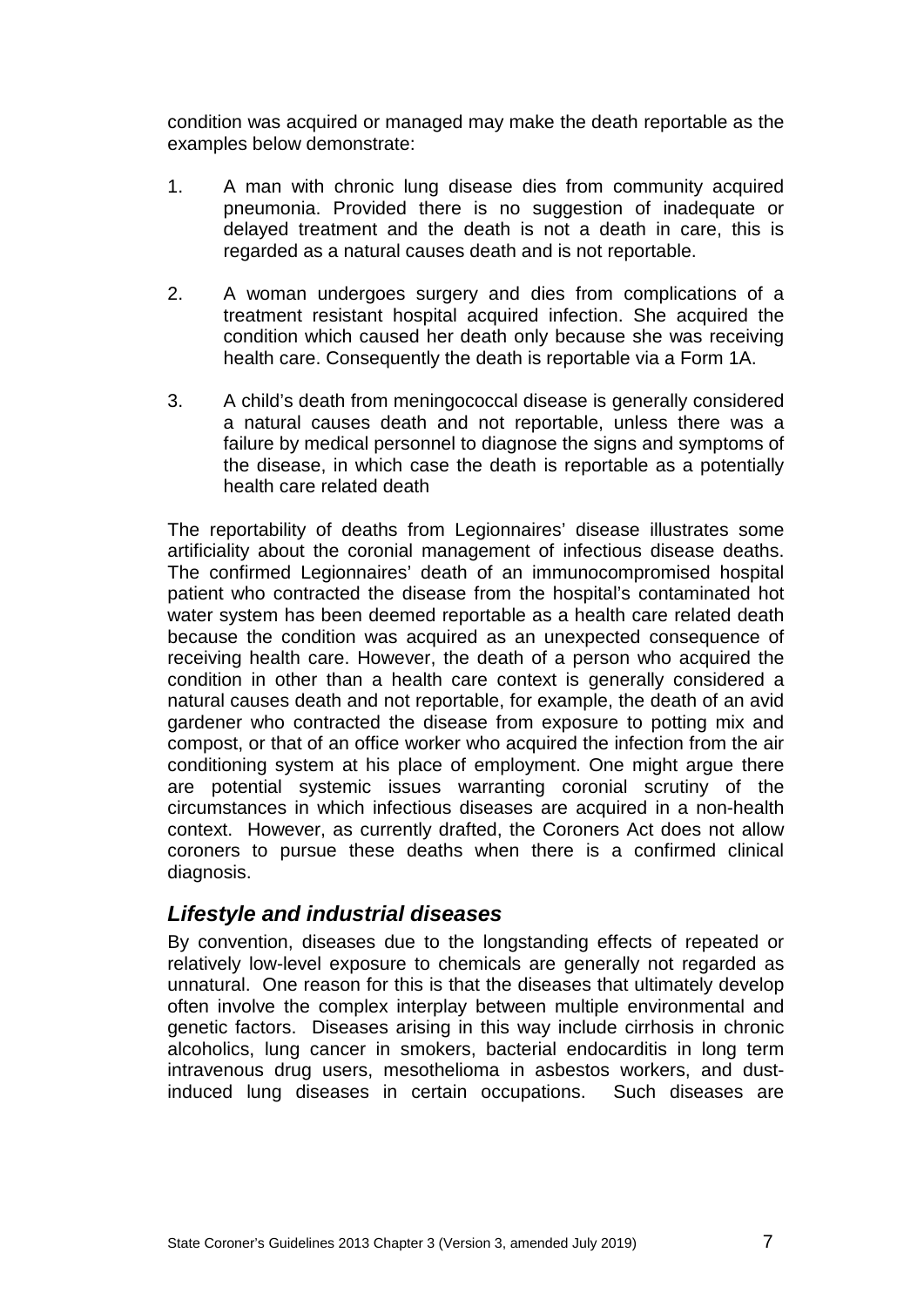condition was acquired or managed may make the death reportable as the examples below demonstrate:

1. A man with chronic lung disease dies from community acquired pneumonia. Provided there is no suggestion of inadequate or delayed treatment and the death is not a death in care, this is regarded as a natural causes death and is not reportable.

2. A woman undergoes surgery and dies from complications of a treatment resistant hospital acquired infection. She acquired the condition which caused her death only because she was receiving health care. Consequently the death is reportable via a Form 1A.

3. A child's death from meningococcal disease is generally considered a natural causes death and not reportable, unless there was a failure by medical personnel to diagnose the signs and symptoms of the disease, in which case the death is reportable as a potentially health care related death

The reportability of deaths from Legionnaires' disease illustrates some artificiality about the coronial management of infectious disease deaths. The confirmed Legionnaires' death of an immunocompromised hospital patient who contracted the disease from the hospital's contaminated hot water system has been deemed reportable as a health care related death because the condition was acquired as an unexpected consequence of receiving health care. However, the death of a person who acquired the condition in other than a health care context is generally considered a natural causes death and not reportable, for example, the death of an avid gardener who contracted the disease from exposure to potting mix and compost, or that of an office worker who acquired the infection from the air conditioning system at his place of employment. One might argue there are potential systemic issues warranting coronial scrutiny of the circumstances in which infectious diseases are acquired in a non-health context. However, as currently drafted, the Coroners Act does not allow coroners to pursue these deaths when there is a confirmed clinical diagnosis.

## *Lifestyle and industrial diseases*

By convention, diseases due to the longstanding effects of repeated or relatively low-level exposure to chemicals are generally not regarded as unnatural. One reason for this is that the diseases that ultimately develop often involve the complex interplay between multiple environmental and genetic factors. Diseases arising in this way include cirrhosis in chronic alcoholics, lung cancer in smokers, bacterial endocarditis in long term intravenous drug users, mesothelioma in asbestos workers, and dust-induced lung diseases in certain occupations. Such diseases are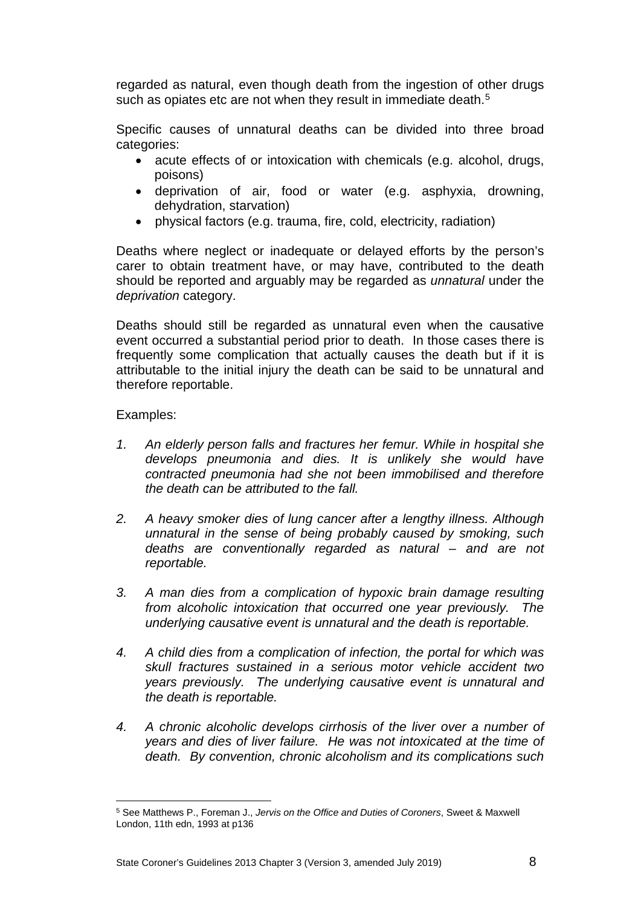regarded as natural, even though death from the ingestion of other drugs such as opiates etc are not when they result in immediate death.[5]

Specific causes of unnatural deaths can be divided into three broad categories:

- acute effects of or intoxication with chemicals (e.g. alcohol, drugs, poisons)
- deprivation of air, food or water (e.g. asphyxia, drowning, dehydration, starvation)
- physical factors (e.g. trauma, fire, cold, electricity, radiation)

Deaths where neglect or inadequate or delayed efforts by the person's carer to obtain treatment have, or may have, contributed to the death should be reported and arguably may be regarded as *unnatural* under the *deprivation* category.

Deaths should still be regarded as unnatural even when the causative event occurred a substantial period prior to death. In those cases there is frequently some complication that actually causes the death but if it is attributable to the initial injury the death can be said to be unnatural and therefore reportable.

Examples:

1. *An elderly person falls and fractures her femur. While in hospital she develops pneumonia and dies. It is unlikely she would have contracted pneumonia had she not been immobilised and therefore the death can be attributed to the fall.*

2. *A heavy smoker dies of lung cancer after a lengthy illness. Although unnatural in the sense of being probably caused by smoking, such deaths are conventionally regarded as natural – and are not reportable.*

3. *A man dies from a complication of hypoxic brain damage resulting from alcoholic intoxication that occurred one year previously. The underlying causative event is unnatural and the death is reportable.*

4. *A child dies from a complication of infection, the portal for which was skull fractures sustained in a serious motor vehicle accident two years previously. The underlying causative event is unnatural and the death is reportable.*

4. *A chronic alcoholic develops cirrhosis of the liver over a number of years and dies of liver failure. He was not intoxicated at the time of death. By convention, chronic alcoholism and its complications such*

---

[5] See Matthews P., Foreman J., *Jervis on the Office and Duties of Coroners*, Sweet & Maxwell London, 11th edn, 1993 at p136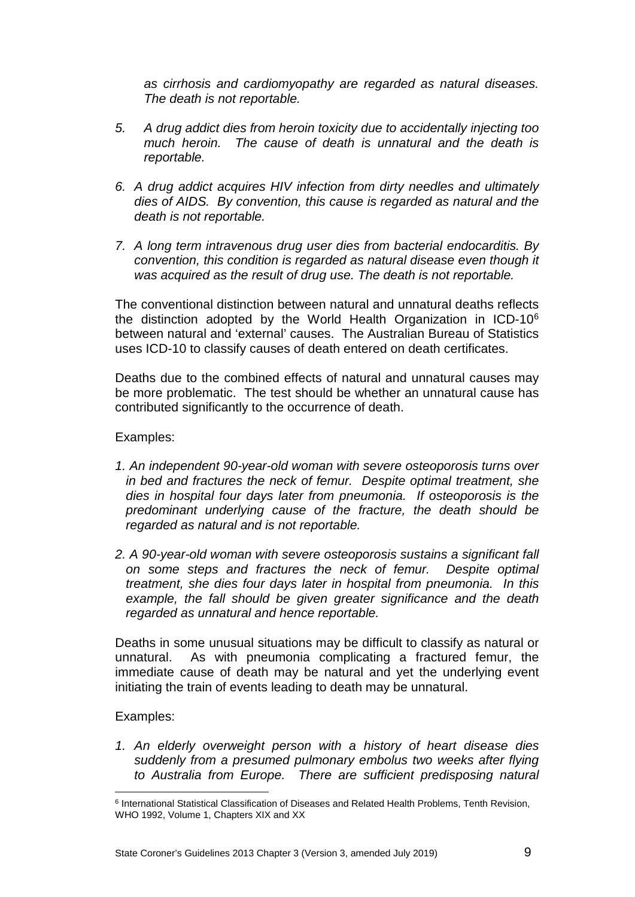*as cirrhosis and cardiomyopathy are regarded as natural diseases. The death is not reportable.*

5. *A drug addict dies from heroin toxicity due to accidentally injecting too much heroin. The cause of death is unnatural and the death is reportable.*

6. *A drug addict acquires HIV infection from dirty needles and ultimately dies of AIDS. By convention, this cause is regarded as natural and the death is not reportable.*

7. *A long term intravenous drug user dies from bacterial endocarditis. By convention, this condition is regarded as natural disease even though it was acquired as the result of drug use. The death is not reportable.*

The conventional distinction between natural and unnatural deaths reflects the distinction adopted by the World Health Organization in ICD-10[6] between natural and 'external' causes. The Australian Bureau of Statistics uses ICD-10 to classify causes of death entered on death certificates.

Deaths due to the combined effects of natural and unnatural causes may be more problematic. The test should be whether an unnatural cause has contributed significantly to the occurrence of death.

Examples:

1. *An independent 90-year-old woman with severe osteoporosis turns over in bed and fractures the neck of femur. Despite optimal treatment, she dies in hospital four days later from pneumonia. If osteoporosis is the predominant underlying cause of the fracture, the death should be regarded as natural and is not reportable.*

2. *A 90-year-old woman with severe osteoporosis sustains a significant fall on some steps and fractures the neck of femur. Despite optimal treatment, she dies four days later in hospital from pneumonia. In this example, the fall should be given greater significance and the death regarded as unnatural and hence reportable.*

Deaths in some unusual situations may be difficult to classify as natural or unnatural. As with pneumonia complicating a fractured femur, the immediate cause of death may be natural and yet the underlying event initiating the train of events leading to death may be unnatural.

Examples:

1. *An elderly overweight person with a history of heart disease dies suddenly from a presumed pulmonary embolus two weeks after flying to Australia from Europe. There are sufficient predisposing natural*

---

[6] International Statistical Classification of Diseases and Related Health Problems, Tenth Revision, WHO 1992, Volume 1, Chapters XIX and XX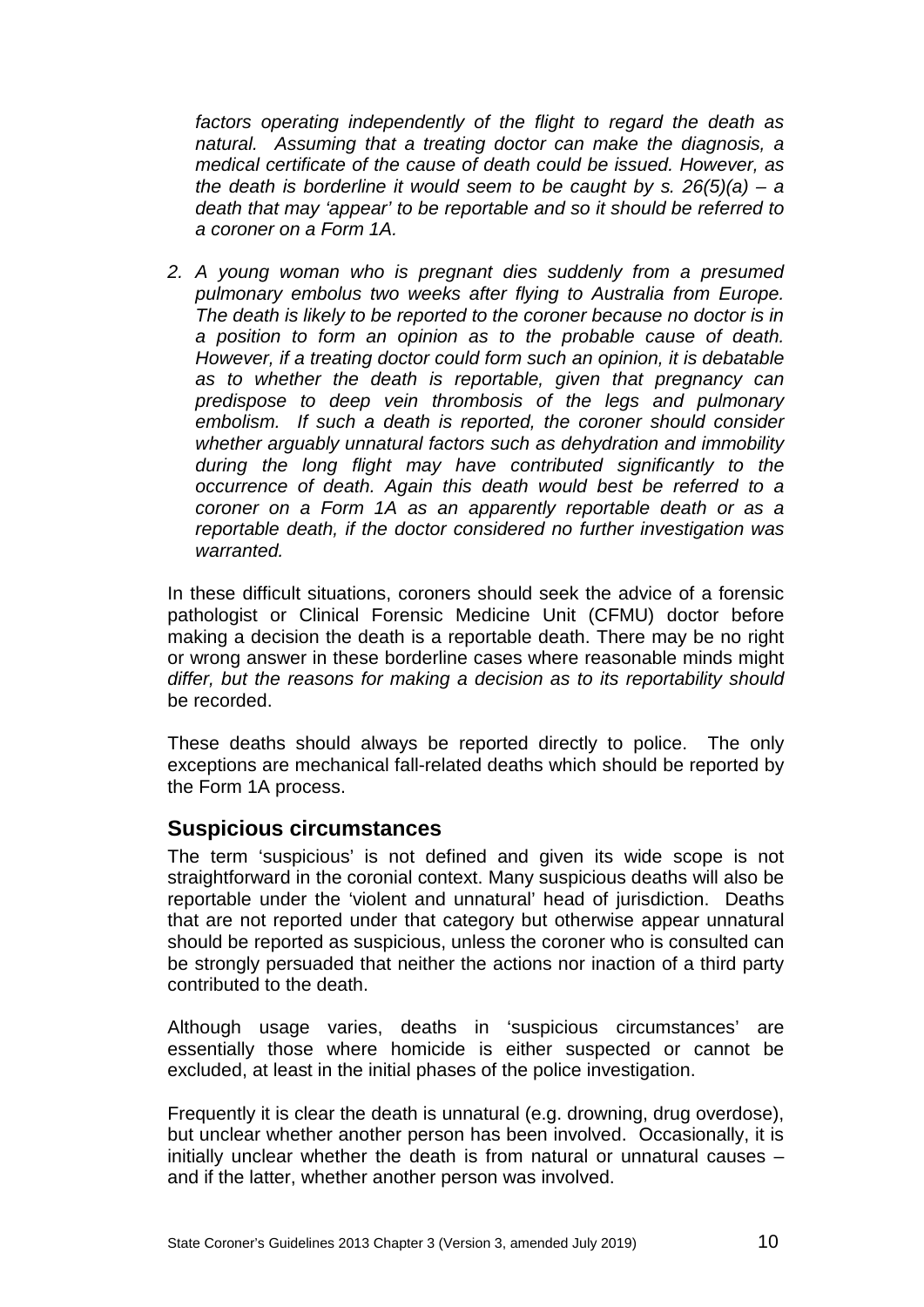*factors operating independently of the flight to regard the death as natural. Assuming that a treating doctor can make the diagnosis, a medical certificate of the cause of death could be issued. However, as the death is borderline it would seem to be caught by s. 26(5)(a) – a death that may 'appear' to be reportable and so it should be referred to a coroner on a Form 1A.*

2. *A young woman who is pregnant dies suddenly from a presumed pulmonary embolus two weeks after flying to Australia from Europe. The death is likely to be reported to the coroner because no doctor is in a position to form an opinion as to the probable cause of death. However, if a treating doctor could form such an opinion, it is debatable as to whether the death is reportable, given that pregnancy can predispose to deep vein thrombosis of the legs and pulmonary embolism. If such a death is reported, the coroner should consider whether arguably unnatural factors such as dehydration and immobility during the long flight may have contributed significantly to the occurrence of death. Again this death would best be referred to a coroner on a Form 1A as an apparently reportable death or as a reportable death, if the doctor considered no further investigation was warranted.*

In these difficult situations, coroners should seek the advice of a forensic pathologist or Clinical Forensic Medicine Unit (CFMU) doctor before making a decision the death is a reportable death. There may be no right or wrong answer in these borderline cases where reasonable minds might *differ, but the reasons for making a decision as to its reportability should* be recorded.

These deaths should always be reported directly to police. The only exceptions are mechanical fall-related deaths which should be reported by the Form 1A process.

## Suspicious circumstances

The term 'suspicious' is not defined and given its wide scope is not straightforward in the coronial context. Many suspicious deaths will also be reportable under the 'violent and unnatural' head of jurisdiction. Deaths that are not reported under that category but otherwise appear unnatural should be reported as suspicious, unless the coroner who is consulted can be strongly persuaded that neither the actions nor inaction of a third party contributed to the death.

Although usage varies, deaths in 'suspicious circumstances' are essentially those where homicide is either suspected or cannot be excluded, at least in the initial phases of the police investigation.

Frequently it is clear the death is unnatural (e.g. drowning, drug overdose), but unclear whether another person has been involved. Occasionally, it is initially unclear whether the death is from natural or unnatural causes – and if the latter, whether another person was involved.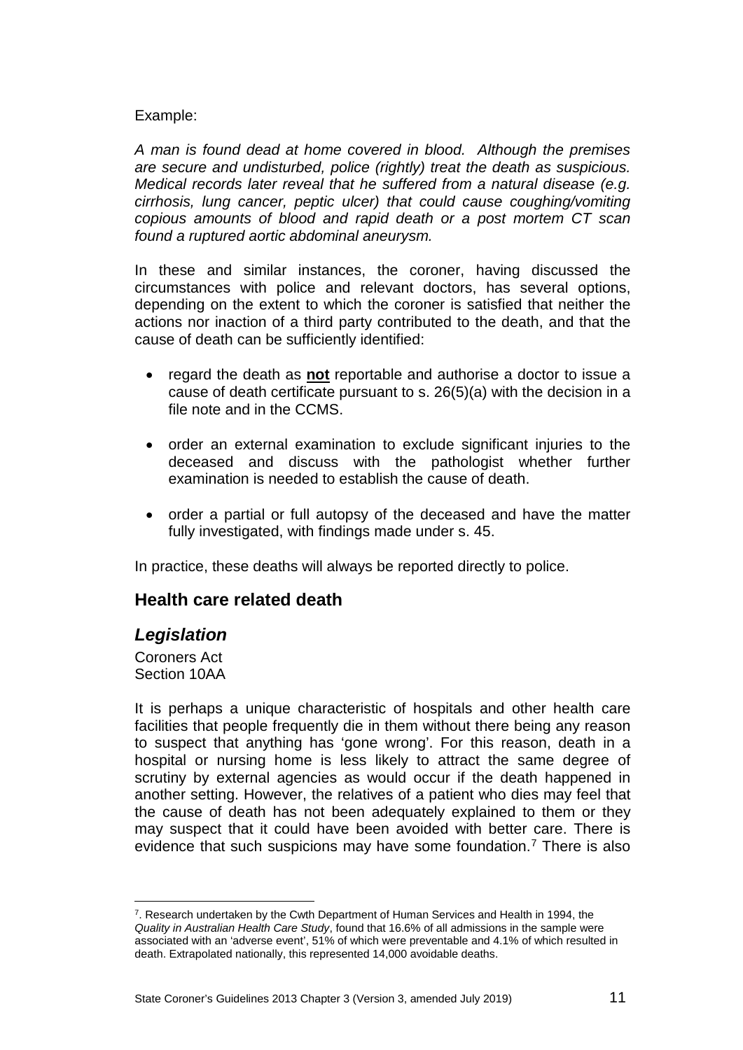Example:

*A man is found dead at home covered in blood. Although the premises are secure and undisturbed, police (rightly) treat the death as suspicious. Medical records later reveal that he suffered from a natural disease (e.g. cirrhosis, lung cancer, peptic ulcer) that could cause coughing/vomiting copious amounts of blood and rapid death or a post mortem CT scan found a ruptured aortic abdominal aneurysm.*

In these and similar instances, the coroner, having discussed the circumstances with police and relevant doctors, has several options, depending on the extent to which the coroner is satisfied that neither the actions nor inaction of a third party contributed to the death, and that the cause of death can be sufficiently identified:

- regard the death as **not** reportable and authorise a doctor to issue a cause of death certificate pursuant to s. 26(5)(a) with the decision in a file note and in the CCMS.
- order an external examination to exclude significant injuries to the deceased and discuss with the pathologist whether further examination is needed to establish the cause of death.
- order a partial or full autopsy of the deceased and have the matter fully investigated, with findings made under s. 45.

In practice, these deaths will always be reported directly to police.

## Health care related death

### *Legislation*

Coroners Act
Section 10AA

It is perhaps a unique characteristic of hospitals and other health care facilities that people frequently die in them without there being any reason to suspect that anything has 'gone wrong'. For this reason, death in a hospital or nursing home is less likely to attract the same degree of scrutiny by external agencies as would occur if the death happened in another setting. However, the relatives of a patient who dies may feel that the cause of death has not been adequately explained to them or they may suspect that it could have been avoided with better care. There is evidence that such suspicions may have some foundation.[7] There is also

[7]. Research undertaken by the Cwth Department of Human Services and Health in 1994, the *Quality in Australian Health Care Study*, found that 16.6% of all admissions in the sample were associated with an 'adverse event', 51% of which were preventable and 4.1% of which resulted in death. Extrapolated nationally, this represented 14,000 avoidable deaths.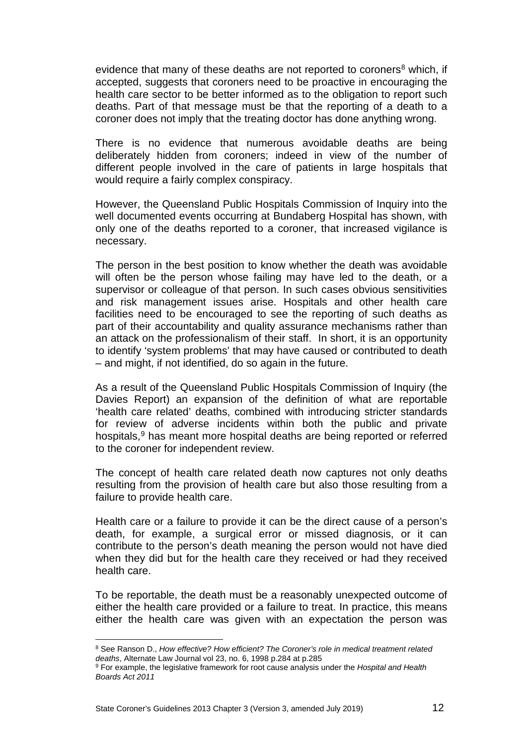evidence that many of these deaths are not reported to coroners[8] which, if accepted, suggests that coroners need to be proactive in encouraging the health care sector to be better informed as to the obligation to report such deaths. Part of that message must be that the reporting of a death to a coroner does not imply that the treating doctor has done anything wrong.

There is no evidence that numerous avoidable deaths are being deliberately hidden from coroners; indeed in view of the number of different people involved in the care of patients in large hospitals that would require a fairly complex conspiracy.

However, the Queensland Public Hospitals Commission of Inquiry into the well documented events occurring at Bundaberg Hospital has shown, with only one of the deaths reported to a coroner, that increased vigilance is necessary.

The person in the best position to know whether the death was avoidable will often be the person whose failing may have led to the death, or a supervisor or colleague of that person. In such cases obvious sensitivities and risk management issues arise. Hospitals and other health care facilities need to be encouraged to see the reporting of such deaths as part of their accountability and quality assurance mechanisms rather than an attack on the professionalism of their staff. In short, it is an opportunity to identify 'system problems' that may have caused or contributed to death – and might, if not identified, do so again in the future.

As a result of the Queensland Public Hospitals Commission of Inquiry (the Davies Report) an expansion of the definition of what are reportable 'health care related' deaths, combined with introducing stricter standards for review of adverse incidents within both the public and private hospitals,[9] has meant more hospital deaths are being reported or referred to the coroner for independent review.

The concept of health care related death now captures not only deaths resulting from the provision of health care but also those resulting from a failure to provide health care.

Health care or a failure to provide it can be the direct cause of a person's death, for example, a surgical error or missed diagnosis, or it can contribute to the person's death meaning the person would not have died when they did but for the health care they received or had they received health care.

To be reportable, the death must be a reasonably unexpected outcome of either the health care provided or a failure to treat. In practice, this means either the health care was given with an expectation the person was

---

[8] See Ranson D., *How effective? How efficient? The Coroner's role in medical treatment related deaths*, Alternate Law Journal vol 23, no. 6, 1998 p.284 at p.285

[9] For example, the legislative framework for root cause analysis under the *Hospital and Health Boards Act 2011*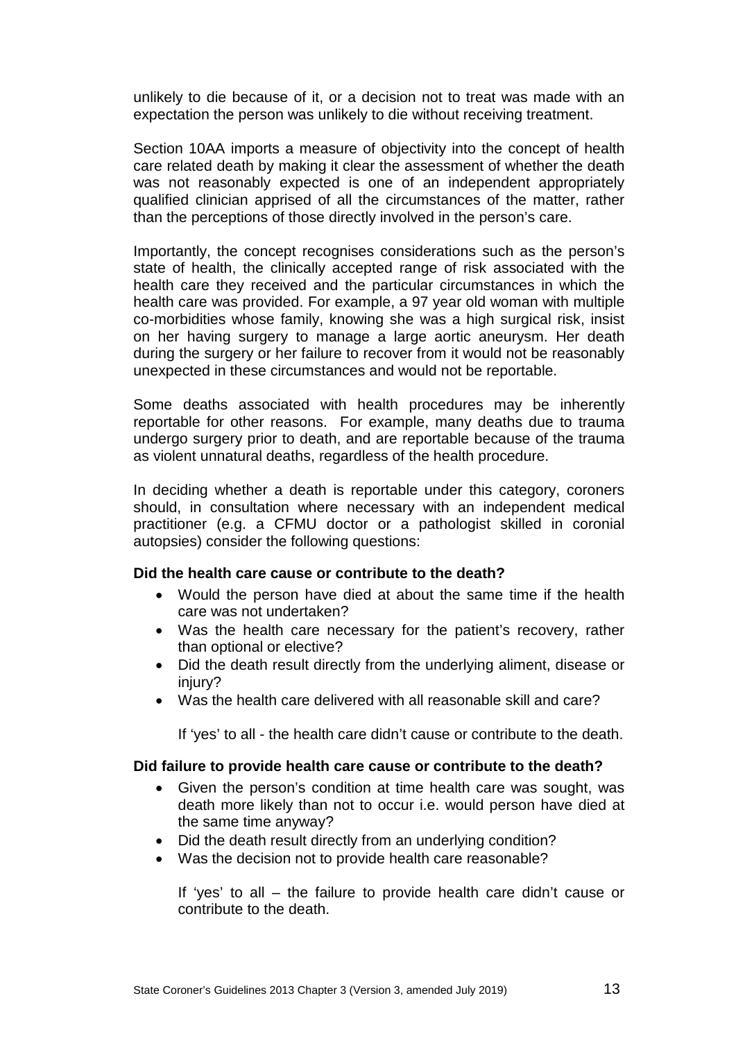unlikely to die because of it, or a decision not to treat was made with an expectation the person was unlikely to die without receiving treatment.

Section 10AA imports a measure of objectivity into the concept of health care related death by making it clear the assessment of whether the death was not reasonably expected is one of an independent appropriately qualified clinician apprised of all the circumstances of the matter, rather than the perceptions of those directly involved in the person's care.

Importantly, the concept recognises considerations such as the person's state of health, the clinically accepted range of risk associated with the health care they received and the particular circumstances in which the health care was provided. For example, a 97 year old woman with multiple co-morbidities whose family, knowing she was a high surgical risk, insist on her having surgery to manage a large aortic aneurysm. Her death during the surgery or her failure to recover from it would not be reasonably unexpected in these circumstances and would not be reportable.

Some deaths associated with health procedures may be inherently reportable for other reasons. For example, many deaths due to trauma undergo surgery prior to death, and are reportable because of the trauma as violent unnatural deaths, regardless of the health procedure.

In deciding whether a death is reportable under this category, coroners should, in consultation where necessary with an independent medical practitioner (e.g. a CFMU doctor or a pathologist skilled in coronial autopsies) consider the following questions:

**Did the health care cause or contribute to the death?**

- Would the person have died at about the same time if the health care was not undertaken?
- Was the health care necessary for the patient's recovery, rather than optional or elective?
- Did the death result directly from the underlying aliment, disease or injury?
- Was the health care delivered with all reasonable skill and care?

  If 'yes' to all - the health care didn't cause or contribute to the death.

**Did failure to provide health care cause or contribute to the death?**

- Given the person's condition at time health care was sought, was death more likely than not to occur i.e. would person have died at the same time anyway?
- Did the death result directly from an underlying condition?
- Was the decision not to provide health care reasonable?

  If 'yes' to all – the failure to provide health care didn't cause or contribute to the death.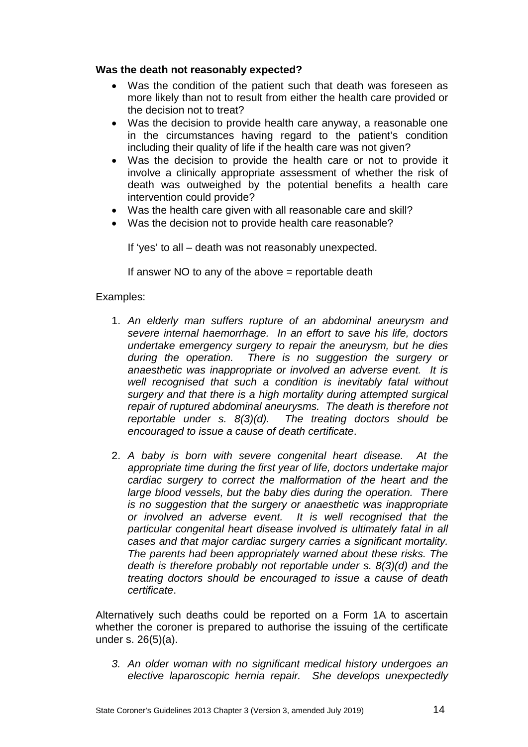**Was the death not reasonably expected?**

- Was the condition of the patient such that death was foreseen as more likely than not to result from either the health care provided or the decision not to treat?
- Was the decision to provide health care anyway, a reasonable one in the circumstances having regard to the patient's condition including their quality of life if the health care was not given?
- Was the decision to provide the health care or not to provide it involve a clinically appropriate assessment of whether the risk of death was outweighed by the potential benefits a health care intervention could provide?
- Was the health care given with all reasonable care and skill?
- Was the decision not to provide health care reasonable?

  If 'yes' to all – death was not reasonably unexpected.

  If answer NO to any of the above = reportable death

Examples:

1. *An elderly man suffers rupture of an abdominal aneurysm and severe internal haemorrhage. In an effort to save his life, doctors undertake emergency surgery to repair the aneurysm, but he dies during the operation. There is no suggestion the surgery or anaesthetic was inappropriate or involved an adverse event. It is well recognised that such a condition is inevitably fatal without surgery and that there is a high mortality during attempted surgical repair of ruptured abdominal aneurysms. The death is therefore not reportable under s. 8(3)(d). The treating doctors should be encouraged to issue a cause of death certificate*.

2. *A baby is born with severe congenital heart disease. At the appropriate time during the first year of life, doctors undertake major cardiac surgery to correct the malformation of the heart and the large blood vessels, but the baby dies during the operation. There is no suggestion that the surgery or anaesthetic was inappropriate or involved an adverse event. It is well recognised that the particular congenital heart disease involved is ultimately fatal in all cases and that major cardiac surgery carries a significant mortality. The parents had been appropriately warned about these risks. The death is therefore probably not reportable under s. 8(3)(d) and the treating doctors should be encouraged to issue a cause of death certificate*.

Alternatively such deaths could be reported on a Form 1A to ascertain whether the coroner is prepared to authorise the issuing of the certificate under s. 26(5)(a).

3. *An older woman with no significant medical history undergoes an elective laparoscopic hernia repair. She develops unexpectedly*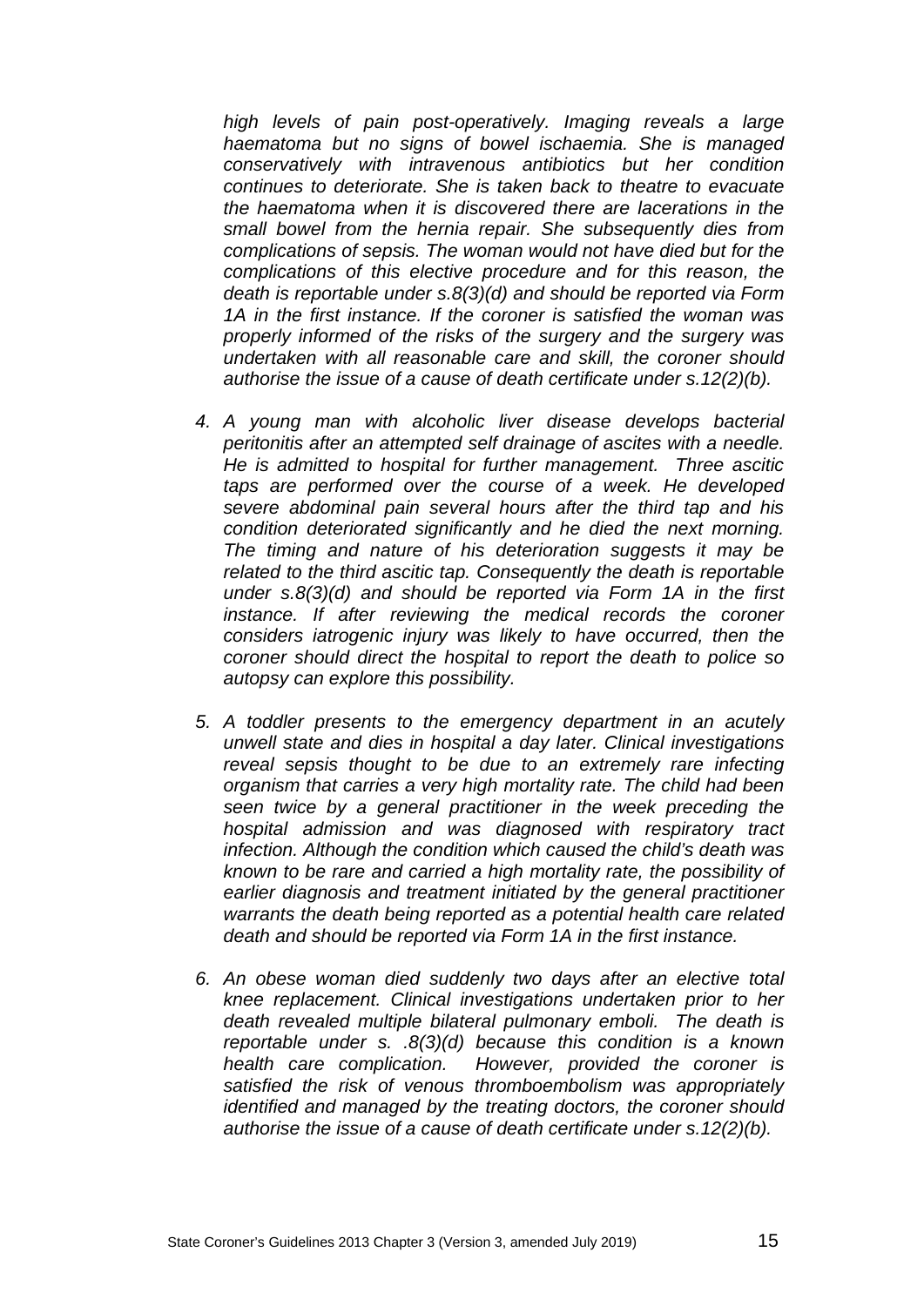*high levels of pain post-operatively. Imaging reveals a large haematoma but no signs of bowel ischaemia. She is managed conservatively with intravenous antibiotics but her condition continues to deteriorate. She is taken back to theatre to evacuate the haematoma when it is discovered there are lacerations in the small bowel from the hernia repair. She subsequently dies from complications of sepsis. The woman would not have died but for the complications of this elective procedure and for this reason, the death is reportable under s.8(3)(d) and should be reported via Form 1A in the first instance. If the coroner is satisfied the woman was properly informed of the risks of the surgery and the surgery was undertaken with all reasonable care and skill, the coroner should authorise the issue of a cause of death certificate under s.12(2)(b).*

4. *A young man with alcoholic liver disease develops bacterial peritonitis after an attempted self drainage of ascites with a needle. He is admitted to hospital for further management. Three ascitic taps are performed over the course of a week. He developed severe abdominal pain several hours after the third tap and his condition deteriorated significantly and he died the next morning. The timing and nature of his deterioration suggests it may be related to the third ascitic tap. Consequently the death is reportable under s.8(3)(d) and should be reported via Form 1A in the first instance. If after reviewing the medical records the coroner considers iatrogenic injury was likely to have occurred, then the coroner should direct the hospital to report the death to police so autopsy can explore this possibility.*

5. *A toddler presents to the emergency department in an acutely unwell state and dies in hospital a day later. Clinical investigations reveal sepsis thought to be due to an extremely rare infecting organism that carries a very high mortality rate. The child had been seen twice by a general practitioner in the week preceding the hospital admission and was diagnosed with respiratory tract infection. Although the condition which caused the child's death was known to be rare and carried a high mortality rate, the possibility of earlier diagnosis and treatment initiated by the general practitioner warrants the death being reported as a potential health care related death and should be reported via Form 1A in the first instance.*

6. *An obese woman died suddenly two days after an elective total knee replacement. Clinical investigations undertaken prior to her death revealed multiple bilateral pulmonary emboli. The death is reportable under s. .8(3)(d) because this condition is a known health care complication. However, provided the coroner is satisfied the risk of venous thromboembolism was appropriately identified and managed by the treating doctors, the coroner should authorise the issue of a cause of death certificate under s.12(2)(b).*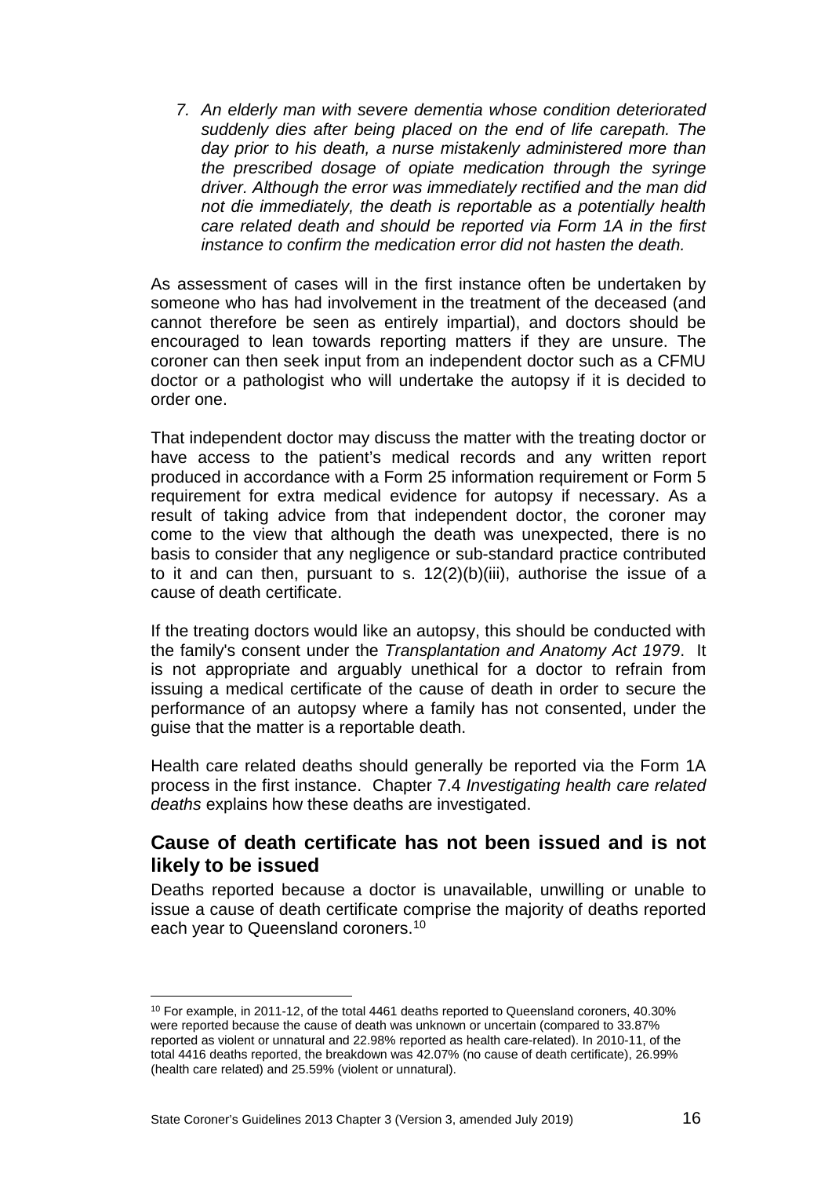7. *An elderly man with severe dementia whose condition deteriorated suddenly dies after being placed on the end of life carepath. The day prior to his death, a nurse mistakenly administered more than the prescribed dosage of opiate medication through the syringe driver. Although the error was immediately rectified and the man did not die immediately, the death is reportable as a potentially health care related death and should be reported via Form 1A in the first instance to confirm the medication error did not hasten the death.*

As assessment of cases will in the first instance often be undertaken by someone who has had involvement in the treatment of the deceased (and cannot therefore be seen as entirely impartial), and doctors should be encouraged to lean towards reporting matters if they are unsure. The coroner can then seek input from an independent doctor such as a CFMU doctor or a pathologist who will undertake the autopsy if it is decided to order one.

That independent doctor may discuss the matter with the treating doctor or have access to the patient's medical records and any written report produced in accordance with a Form 25 information requirement or Form 5 requirement for extra medical evidence for autopsy if necessary. As a result of taking advice from that independent doctor, the coroner may come to the view that although the death was unexpected, there is no basis to consider that any negligence or sub-standard practice contributed to it and can then, pursuant to s. 12(2)(b)(iii), authorise the issue of a cause of death certificate.

If the treating doctors would like an autopsy, this should be conducted with the family's consent under the *Transplantation and Anatomy Act 1979*. It is not appropriate and arguably unethical for a doctor to refrain from issuing a medical certificate of the cause of death in order to secure the performance of an autopsy where a family has not consented, under the guise that the matter is a reportable death.

Health care related deaths should generally be reported via the Form 1A process in the first instance. Chapter 7.4 *Investigating health care related deaths* explains how these deaths are investigated.

## Cause of death certificate has not been issued and is not likely to be issued

Deaths reported because a doctor is unavailable, unwilling or unable to issue a cause of death certificate comprise the majority of deaths reported each year to Queensland coroners.[10]

---

[10] For example, in 2011-12, of the total 4461 deaths reported to Queensland coroners, 40.30% were reported because the cause of death was unknown or uncertain (compared to 33.87% reported as violent or unnatural and 22.98% reported as health care-related). In 2010-11, of the total 4416 deaths reported, the breakdown was 42.07% (no cause of death certificate), 26.99% (health care related) and 25.59% (violent or unnatural).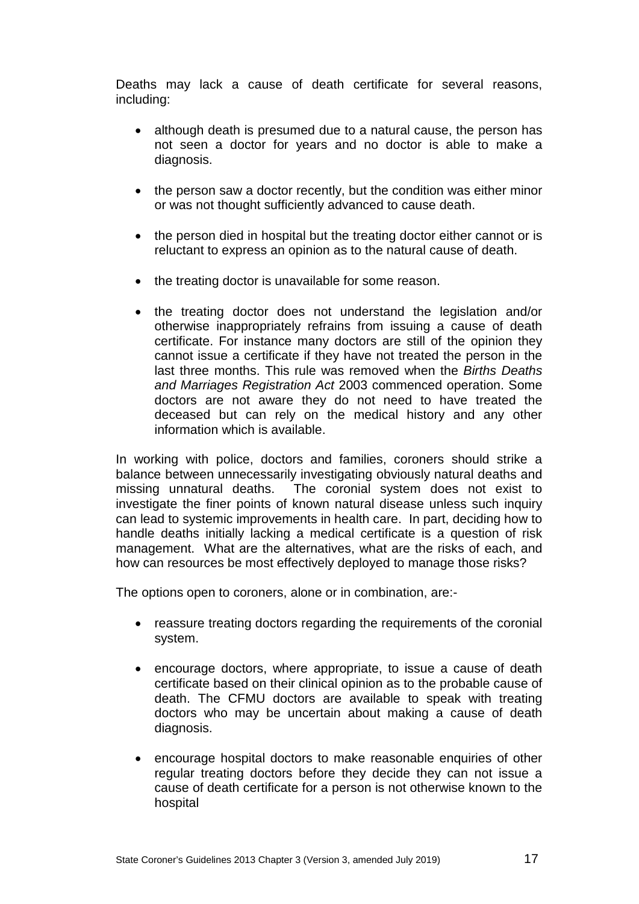Deaths may lack a cause of death certificate for several reasons, including:

- although death is presumed due to a natural cause, the person has not seen a doctor for years and no doctor is able to make a diagnosis.

- the person saw a doctor recently, but the condition was either minor or was not thought sufficiently advanced to cause death.

- the person died in hospital but the treating doctor either cannot or is reluctant to express an opinion as to the natural cause of death.

- the treating doctor is unavailable for some reason.

- the treating doctor does not understand the legislation and/or otherwise inappropriately refrains from issuing a cause of death certificate. For instance many doctors are still of the opinion they cannot issue a certificate if they have not treated the person in the last three months. This rule was removed when the *Births Deaths and Marriages Registration Act* 2003 commenced operation. Some doctors are not aware they do not need to have treated the deceased but can rely on the medical history and any other information which is available.

In working with police, doctors and families, coroners should strike a balance between unnecessarily investigating obviously natural deaths and missing unnatural deaths. The coronial system does not exist to investigate the finer points of known natural disease unless such inquiry can lead to systemic improvements in health care. In part, deciding how to handle deaths initially lacking a medical certificate is a question of risk management. What are the alternatives, what are the risks of each, and how can resources be most effectively deployed to manage those risks?

The options open to coroners, alone or in combination, are:-

- reassure treating doctors regarding the requirements of the coronial system.

- encourage doctors, where appropriate, to issue a cause of death certificate based on their clinical opinion as to the probable cause of death. The CFMU doctors are available to speak with treating doctors who may be uncertain about making a cause of death diagnosis.

- encourage hospital doctors to make reasonable enquiries of other regular treating doctors before they decide they can not issue a cause of death certificate for a person is not otherwise known to the hospital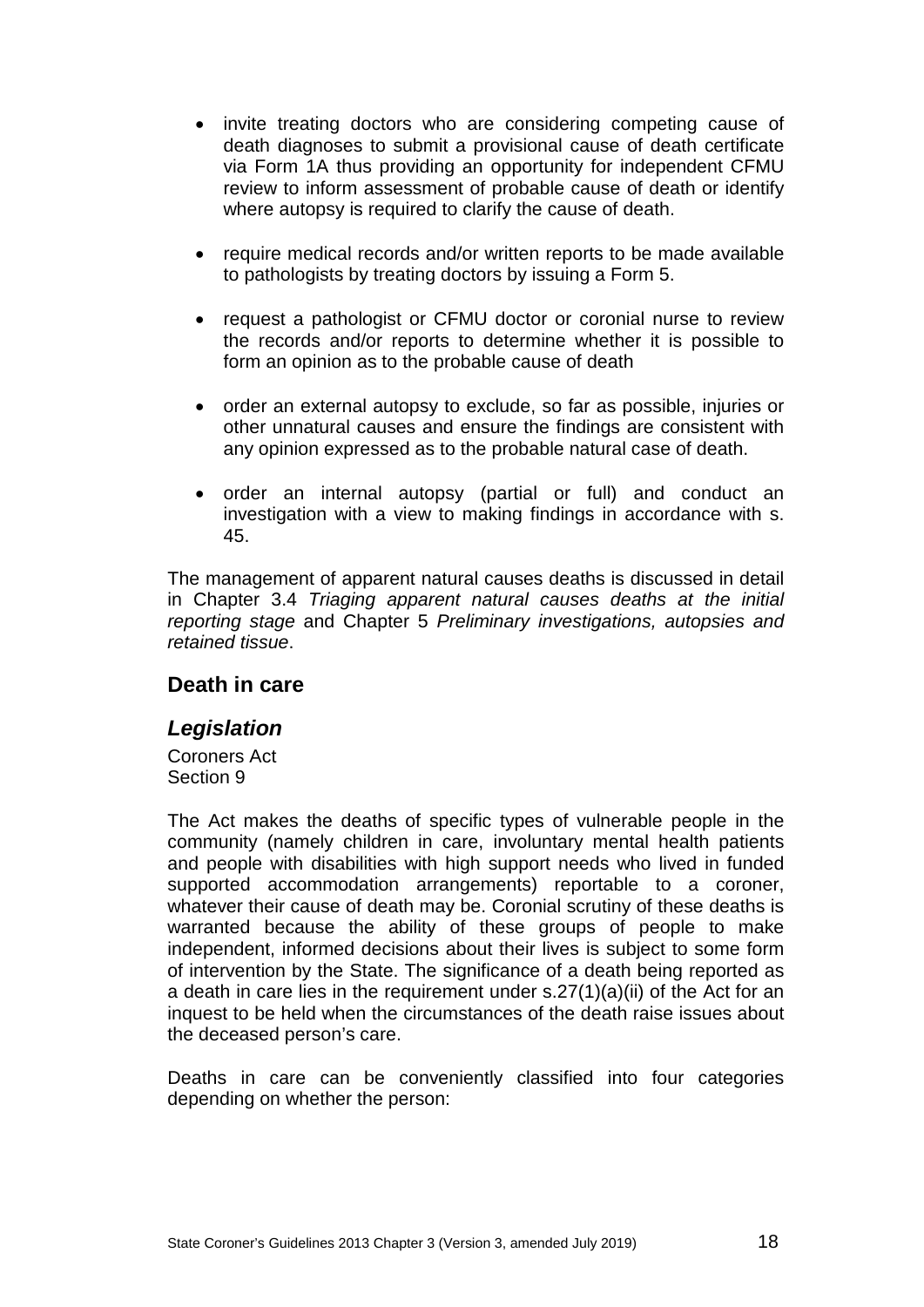- invite treating doctors who are considering competing cause of death diagnoses to submit a provisional cause of death certificate via Form 1A thus providing an opportunity for independent CFMU review to inform assessment of probable cause of death or identify where autopsy is required to clarify the cause of death.

- require medical records and/or written reports to be made available to pathologists by treating doctors by issuing a Form 5.

- request a pathologist or CFMU doctor or coronial nurse to review the records and/or reports to determine whether it is possible to form an opinion as to the probable cause of death

- order an external autopsy to exclude, so far as possible, injuries or other unnatural causes and ensure the findings are consistent with any opinion expressed as to the probable natural case of death.

- order an internal autopsy (partial or full) and conduct an investigation with a view to making findings in accordance with s. 45.

The management of apparent natural causes deaths is discussed in detail in Chapter 3.4 *Triaging apparent natural causes deaths at the initial reporting stage* and Chapter 5 *Preliminary investigations, autopsies and retained tissue*.

## Death in care

### *Legislation*

Coroners Act
Section 9

The Act makes the deaths of specific types of vulnerable people in the community (namely children in care, involuntary mental health patients and people with disabilities with high support needs who lived in funded supported accommodation arrangements) reportable to a coroner, whatever their cause of death may be. Coronial scrutiny of these deaths is warranted because the ability of these groups of people to make independent, informed decisions about their lives is subject to some form of intervention by the State. The significance of a death being reported as a death in care lies in the requirement under s.27(1)(a)(ii) of the Act for an inquest to be held when the circumstances of the death raise issues about the deceased person's care.

Deaths in care can be conveniently classified into four categories depending on whether the person: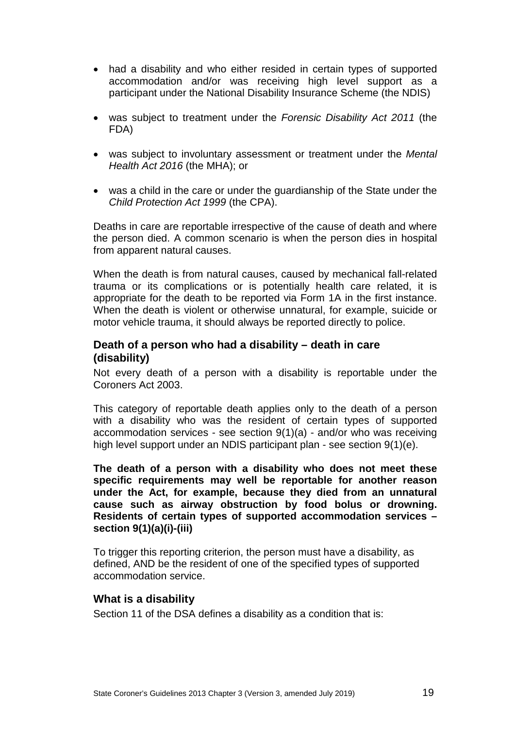- had a disability and who either resided in certain types of supported accommodation and/or was receiving high level support as a participant under the National Disability Insurance Scheme (the NDIS)
- was subject to treatment under the *Forensic Disability Act 2011* (the FDA)
- was subject to involuntary assessment or treatment under the *Mental Health Act 2016* (the MHA); or
- was a child in the care or under the guardianship of the State under the *Child Protection Act 1999* (the CPA).

Deaths in care are reportable irrespective of the cause of death and where the person died. A common scenario is when the person dies in hospital from apparent natural causes.

When the death is from natural causes, caused by mechanical fall-related trauma or its complications or is potentially health care related, it is appropriate for the death to be reported via Form 1A in the first instance. When the death is violent or otherwise unnatural, for example, suicide or motor vehicle trauma, it should always be reported directly to police.

### Death of a person who had a disability – death in care (disability)

Not every death of a person with a disability is reportable under the Coroners Act 2003.

This category of reportable death applies only to the death of a person with a disability who was the resident of certain types of supported accommodation services - see section 9(1)(a) - and/or who was receiving high level support under an NDIS participant plan - see section 9(1)(e).

**The death of a person with a disability who does not meet these specific requirements may well be reportable for another reason under the Act, for example, because they died from an unnatural cause such as airway obstruction by food bolus or drowning.**

**Residents of certain types of supported accommodation services – section 9(1)(a)(i)-(iii)**

To trigger this reporting criterion, the person must have a disability, as defined, AND be the resident of one of the specified types of supported accommodation service.

### What is a disability

Section 11 of the DSA defines a disability as a condition that is: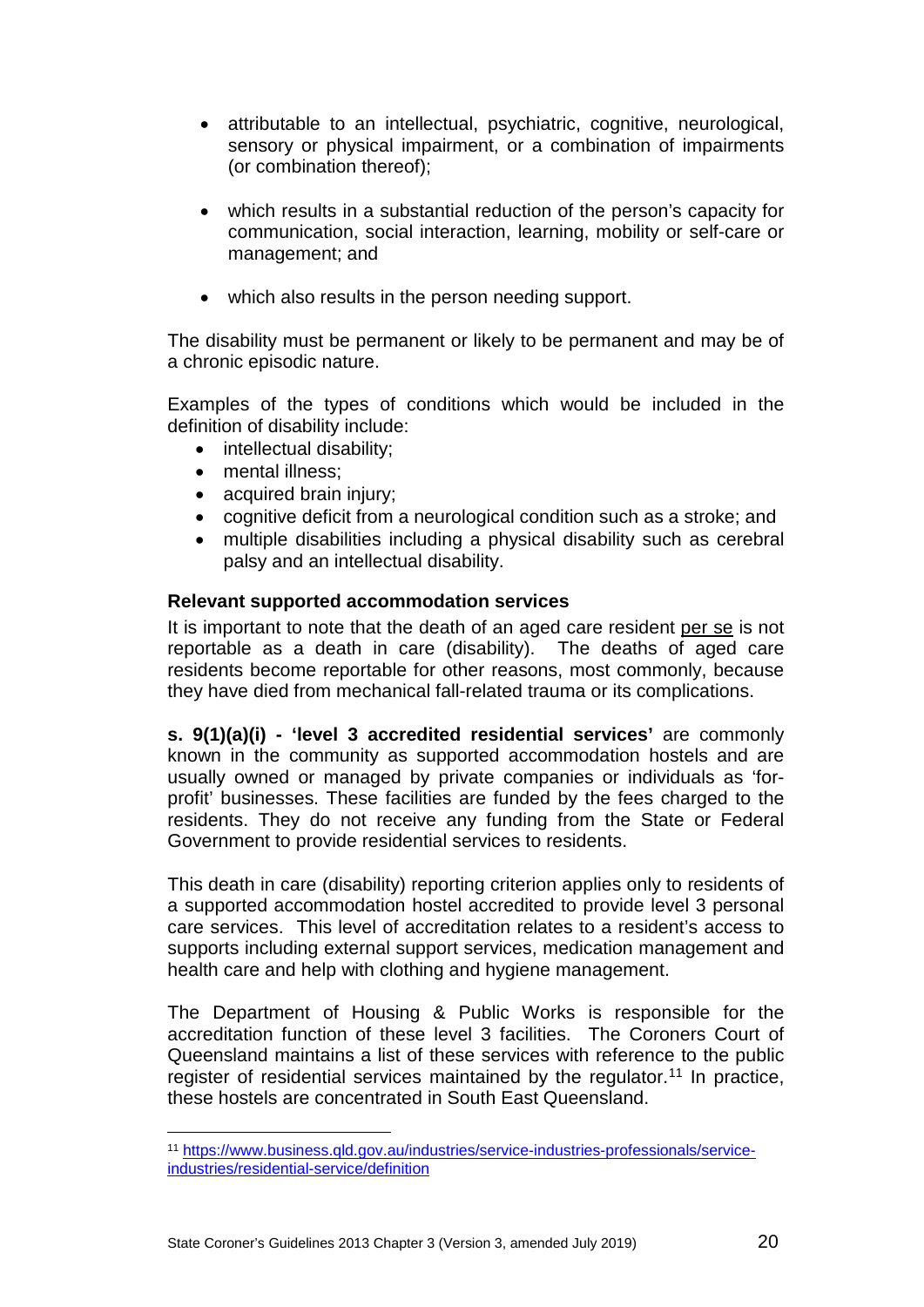- attributable to an intellectual, psychiatric, cognitive, neurological, sensory or physical impairment, or a combination of impairments (or combination thereof);
- which results in a substantial reduction of the person's capacity for communication, social interaction, learning, mobility or self-care or management; and
- which also results in the person needing support.

The disability must be permanent or likely to be permanent and may be of a chronic episodic nature.

Examples of the types of conditions which would be included in the definition of disability include:

- intellectual disability;
- mental illness;
- acquired brain injury;
- cognitive deficit from a neurological condition such as a stroke; and
- multiple disabilities including a physical disability such as cerebral palsy and an intellectual disability.

#### Relevant supported accommodation services

It is important to note that the death of an aged care resident per se is not reportable as a death in care (disability). The deaths of aged care residents become reportable for other reasons, most commonly, because they have died from mechanical fall-related trauma or its complications.

**s. 9(1)(a)(i) - 'level 3 accredited residential services'** are commonly known in the community as supported accommodation hostels and are usually owned or managed by private companies or individuals as 'for-profit' businesses. These facilities are funded by the fees charged to the residents. They do not receive any funding from the State or Federal Government to provide residential services to residents.

This death in care (disability) reporting criterion applies only to residents of a supported accommodation hostel accredited to provide level 3 personal care services. This level of accreditation relates to a resident's access to supports including external support services, medication management and health care and help with clothing and hygiene management.

The Department of Housing & Public Works is responsible for the accreditation function of these level 3 facilities. The Coroners Court of Queensland maintains a list of these services with reference to the public register of residential services maintained by the regulator.[11] In practice, these hostels are concentrated in South East Queensland.

[11] https://www.business.qld.gov.au/industries/service-industries-professionals/service-industries/residential-service/definition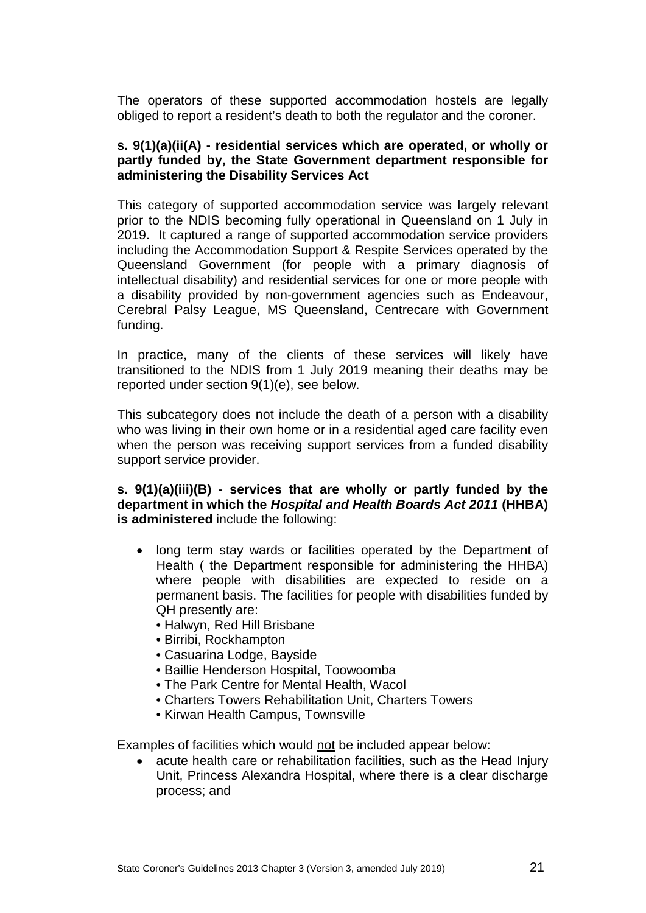The operators of these supported accommodation hostels are legally obliged to report a resident's death to both the regulator and the coroner.

**s. 9(1)(a)(ii(A) - residential services which are operated, or wholly or partly funded by, the State Government department responsible for administering the Disability Services Act**

This category of supported accommodation service was largely relevant prior to the NDIS becoming fully operational in Queensland on 1 July in 2019. It captured a range of supported accommodation service providers including the Accommodation Support & Respite Services operated by the Queensland Government (for people with a primary diagnosis of intellectual disability) and residential services for one or more people with a disability provided by non-government agencies such as Endeavour, Cerebral Palsy League, MS Queensland, Centrecare with Government funding.

In practice, many of the clients of these services will likely have transitioned to the NDIS from 1 July 2019 meaning their deaths may be reported under section 9(1)(e), see below.

This subcategory does not include the death of a person with a disability who was living in their own home or in a residential aged care facility even when the person was receiving support services from a funded disability support service provider.

**s. 9(1)(a)(iii)(B) - services that are wholly or partly funded by the department in which the *Hospital and Health Boards Act 2011* (HHBA) is administered** include the following:

- long term stay wards or facilities operated by the Department of Health ( the Department responsible for administering the HHBA) where people with disabilities are expected to reside on a permanent basis. The facilities for people with disabilities funded by QH presently are:
  - Halwyn, Red Hill Brisbane
  - Birribi, Rockhampton
  - Casuarina Lodge, Bayside
  - Baillie Henderson Hospital, Toowoomba
  - The Park Centre for Mental Health, Wacol
  - Charters Towers Rehabilitation Unit, Charters Towers
  - Kirwan Health Campus, Townsville

Examples of facilities which would not be included appear below:

- acute health care or rehabilitation facilities, such as the Head Injury Unit, Princess Alexandra Hospital, where there is a clear discharge process; and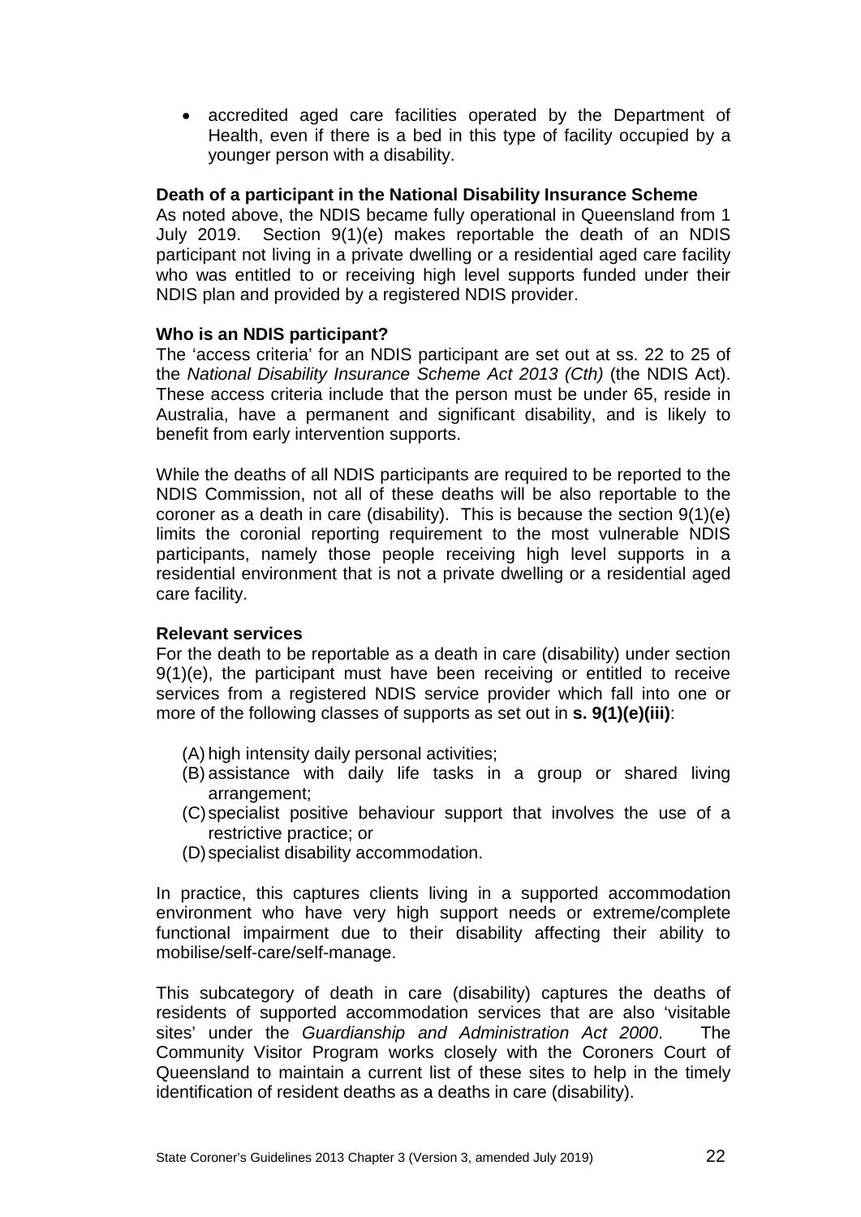- accredited aged care facilities operated by the Department of Health, even if there is a bed in this type of facility occupied by a younger person with a disability.

**Death of a participant in the National Disability Insurance Scheme**

As noted above, the NDIS became fully operational in Queensland from 1 July 2019. Section 9(1)(e) makes reportable the death of an NDIS participant not living in a private dwelling or a residential aged care facility who was entitled to or receiving high level supports funded under their NDIS plan and provided by a registered NDIS provider.

**Who is an NDIS participant?**

The 'access criteria' for an NDIS participant are set out at ss. 22 to 25 of the *National Disability Insurance Scheme Act 2013 (Cth)* (the NDIS Act). These access criteria include that the person must be under 65, reside in Australia, have a permanent and significant disability, and is likely to benefit from early intervention supports.

While the deaths of all NDIS participants are required to be reported to the NDIS Commission, not all of these deaths will be also reportable to the coroner as a death in care (disability). This is because the section 9(1)(e) limits the coronial reporting requirement to the most vulnerable NDIS participants, namely those people receiving high level supports in a residential environment that is not a private dwelling or a residential aged care facility.

**Relevant services**

For the death to be reportable as a death in care (disability) under section 9(1)(e), the participant must have been receiving or entitled to receive services from a registered NDIS service provider which fall into one or more of the following classes of supports as set out in **s. 9(1)(e)(iii)**:

(A) high intensity daily personal activities;
(B) assistance with daily life tasks in a group or shared living arrangement;
(C) specialist positive behaviour support that involves the use of a restrictive practice; or
(D) specialist disability accommodation.

In practice, this captures clients living in a supported accommodation environment who have very high support needs or extreme/complete functional impairment due to their disability affecting their ability to mobilise/self-care/self-manage.

This subcategory of death in care (disability) captures the deaths of residents of supported accommodation services that are also 'visitable sites' under the *Guardianship and Administration Act 2000*. The Community Visitor Program works closely with the Coroners Court of Queensland to maintain a current list of these sites to help in the timely identification of resident deaths as a deaths in care (disability).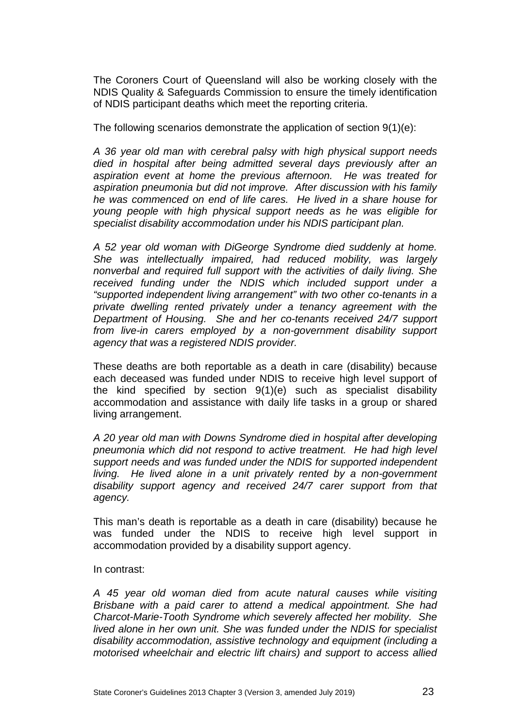The Coroners Court of Queensland will also be working closely with the NDIS Quality & Safeguards Commission to ensure the timely identification of NDIS participant deaths which meet the reporting criteria.

The following scenarios demonstrate the application of section 9(1)(e):

*A 36 year old man with cerebral palsy with high physical support needs died in hospital after being admitted several days previously after an aspiration event at home the previous afternoon. He was treated for aspiration pneumonia but did not improve. After discussion with his family he was commenced on end of life cares. He lived in a share house for young people with high physical support needs as he was eligible for specialist disability accommodation under his NDIS participant plan.*

*A 52 year old woman with DiGeorge Syndrome died suddenly at home. She was intellectually impaired, had reduced mobility, was largely nonverbal and required full support with the activities of daily living. She received funding under the NDIS which included support under a "supported independent living arrangement" with two other co-tenants in a private dwelling rented privately under a tenancy agreement with the Department of Housing. She and her co-tenants received 24/7 support from live-in carers employed by a non-government disability support agency that was a registered NDIS provider.*

These deaths are both reportable as a death in care (disability) because each deceased was funded under NDIS to receive high level support of the kind specified by section 9(1)(e) such as specialist disability accommodation and assistance with daily life tasks in a group or shared living arrangement.

*A 20 year old man with Downs Syndrome died in hospital after developing pneumonia which did not respond to active treatment. He had high level support needs and was funded under the NDIS for supported independent living. He lived alone in a unit privately rented by a non-government disability support agency and received 24/7 carer support from that agency.*

This man's death is reportable as a death in care (disability) because he was funded under the NDIS to receive high level support in accommodation provided by a disability support agency.

In contrast:

*A 45 year old woman died from acute natural causes while visiting Brisbane with a paid carer to attend a medical appointment. She had Charcot-Marie-Tooth Syndrome which severely affected her mobility. She lived alone in her own unit. She was funded under the NDIS for specialist disability accommodation, assistive technology and equipment (including a motorised wheelchair and electric lift chairs) and support to access allied*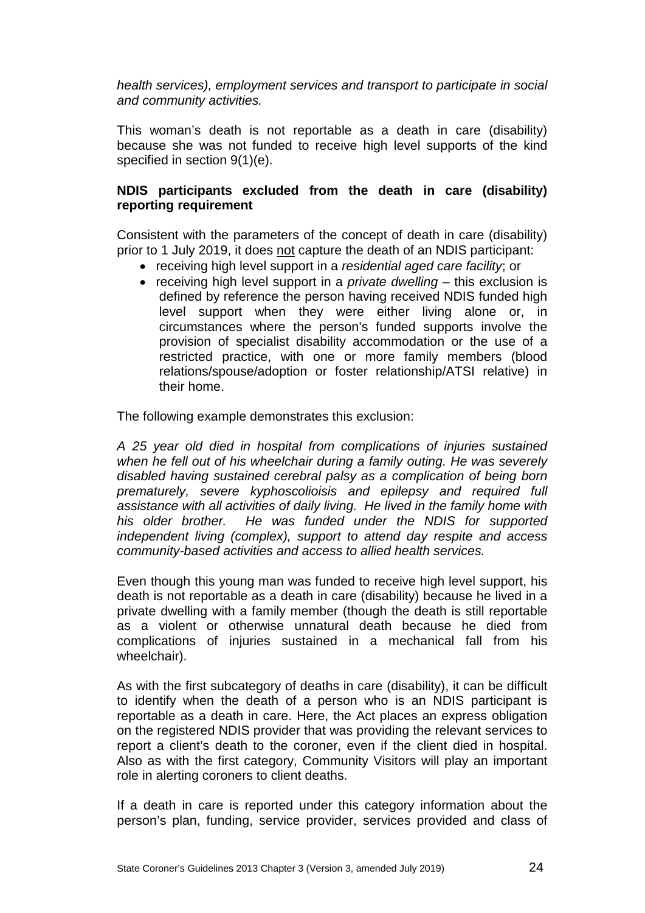*health services), employment services and transport to participate in social and community activities.*

This woman's death is not reportable as a death in care (disability) because she was not funded to receive high level supports of the kind specified in section 9(1)(e).

**NDIS participants excluded from the death in care (disability) reporting requirement**

Consistent with the parameters of the concept of death in care (disability) prior to 1 July 2019, it does not capture the death of an NDIS participant:

- receiving high level support in a *residential aged care facility*; or
- receiving high level support in a *private dwelling* – this exclusion is defined by reference the person having received NDIS funded high level support when they were either living alone or, in circumstances where the person's funded supports involve the provision of specialist disability accommodation or the use of a restricted practice, with one or more family members (blood relations/spouse/adoption or foster relationship/ATSI relative) in their home.

The following example demonstrates this exclusion:

*A 25 year old died in hospital from complications of injuries sustained when he fell out of his wheelchair during a family outing. He was severely disabled having sustained cerebral palsy as a complication of being born prematurely, severe kyphoscolioisis and epilepsy and required full assistance with all activities of daily living. He lived in the family home with his older brother. He was funded under the NDIS for supported independent living (complex), support to attend day respite and access community-based activities and access to allied health services.*

Even though this young man was funded to receive high level support, his death is not reportable as a death in care (disability) because he lived in a private dwelling with a family member (though the death is still reportable as a violent or otherwise unnatural death because he died from complications of injuries sustained in a mechanical fall from his wheelchair).

As with the first subcategory of deaths in care (disability), it can be difficult to identify when the death of a person who is an NDIS participant is reportable as a death in care. Here, the Act places an express obligation on the registered NDIS provider that was providing the relevant services to report a client's death to the coroner, even if the client died in hospital. Also as with the first category, Community Visitors will play an important role in alerting coroners to client deaths.

If a death in care is reported under this category information about the person's plan, funding, service provider, services provided and class of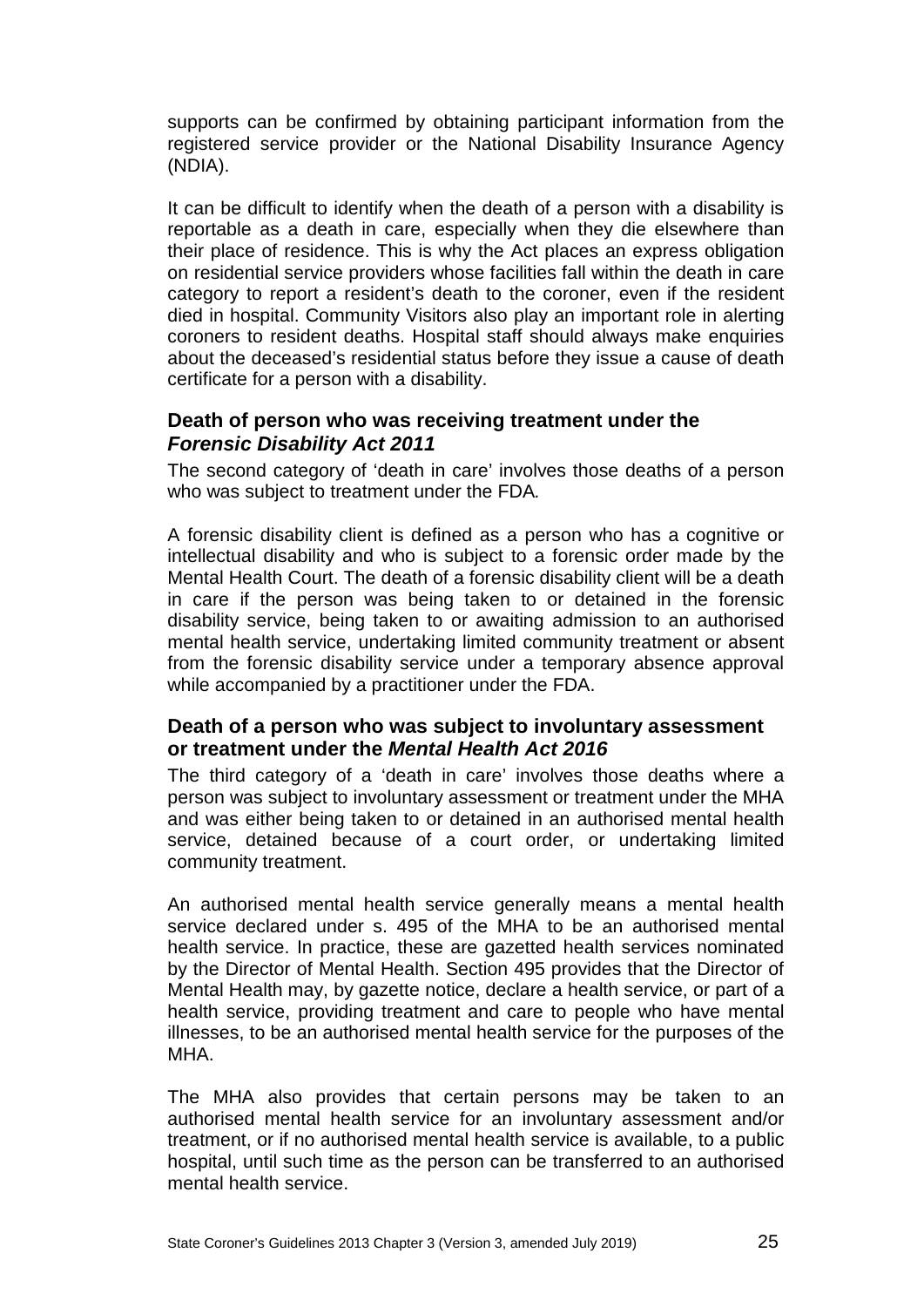supports can be confirmed by obtaining participant information from the registered service provider or the National Disability Insurance Agency (NDIA).

It can be difficult to identify when the death of a person with a disability is reportable as a death in care, especially when they die elsewhere than their place of residence. This is why the Act places an express obligation on residential service providers whose facilities fall within the death in care category to report a resident's death to the coroner, even if the resident died in hospital. Community Visitors also play an important role in alerting coroners to resident deaths. Hospital staff should always make enquiries about the deceased's residential status before they issue a cause of death certificate for a person with a disability.

### Death of person who was receiving treatment under the *Forensic Disability Act 2011*

The second category of 'death in care' involves those deaths of a person who was subject to treatment under the FDA.

A forensic disability client is defined as a person who has a cognitive or intellectual disability and who is subject to a forensic order made by the Mental Health Court. The death of a forensic disability client will be a death in care if the person was being taken to or detained in the forensic disability service, being taken to or awaiting admission to an authorised mental health service, undertaking limited community treatment or absent from the forensic disability service under a temporary absence approval while accompanied by a practitioner under the FDA.

### Death of a person who was subject to involuntary assessment or treatment under the *Mental Health Act 2016*

The third category of a 'death in care' involves those deaths where a person was subject to involuntary assessment or treatment under the MHA and was either being taken to or detained in an authorised mental health service, detained because of a court order, or undertaking limited community treatment.

An authorised mental health service generally means a mental health service declared under s. 495 of the MHA to be an authorised mental health service. In practice, these are gazetted health services nominated by the Director of Mental Health. Section 495 provides that the Director of Mental Health may, by gazette notice, declare a health service, or part of a health service, providing treatment and care to people who have mental illnesses, to be an authorised mental health service for the purposes of the MHA.

The MHA also provides that certain persons may be taken to an authorised mental health service for an involuntary assessment and/or treatment, or if no authorised mental health service is available, to a public hospital, until such time as the person can be transferred to an authorised mental health service.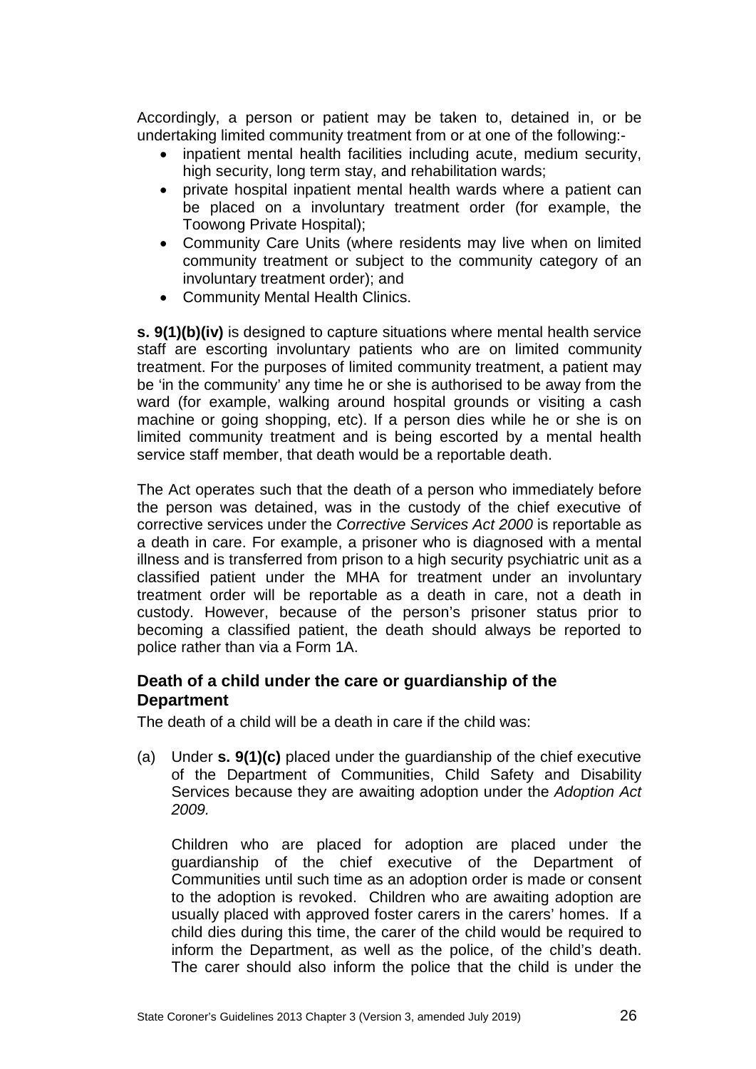Accordingly, a person or patient may be taken to, detained in, or be undertaking limited community treatment from or at one of the following:-

- inpatient mental health facilities including acute, medium security, high security, long term stay, and rehabilitation wards;
- private hospital inpatient mental health wards where a patient can be placed on a involuntary treatment order (for example, the Toowong Private Hospital);
- Community Care Units (where residents may live when on limited community treatment or subject to the community category of an involuntary treatment order); and
- Community Mental Health Clinics.

**s. 9(1)(b)(iv)** is designed to capture situations where mental health service staff are escorting involuntary patients who are on limited community treatment. For the purposes of limited community treatment, a patient may be 'in the community' any time he or she is authorised to be away from the ward (for example, walking around hospital grounds or visiting a cash machine or going shopping, etc). If a person dies while he or she is on limited community treatment and is being escorted by a mental health service staff member, that death would be a reportable death.

The Act operates such that the death of a person who immediately before the person was detained, was in the custody of the chief executive of corrective services under the *Corrective Services Act 2000* is reportable as a death in care. For example, a prisoner who is diagnosed with a mental illness and is transferred from prison to a high security psychiatric unit as a classified patient under the MHA for treatment under an involuntary treatment order will be reportable as a death in care, not a death in custody. However, because of the person's prisoner status prior to becoming a classified patient, the death should always be reported to police rather than via a Form 1A.

### Death of a child under the care or guardianship of the Department

The death of a child will be a death in care if the child was:

(a) Under **s. 9(1)(c)** placed under the guardianship of the chief executive of the Department of Communities, Child Safety and Disability Services because they are awaiting adoption under the *Adoption Act 2009.*

Children who are placed for adoption are placed under the guardianship of the chief executive of the Department of Communities until such time as an adoption order is made or consent to the adoption is revoked. Children who are awaiting adoption are usually placed with approved foster carers in the carers' homes. If a child dies during this time, the carer of the child would be required to inform the Department, as well as the police, of the child's death. The carer should also inform the police that the child is under the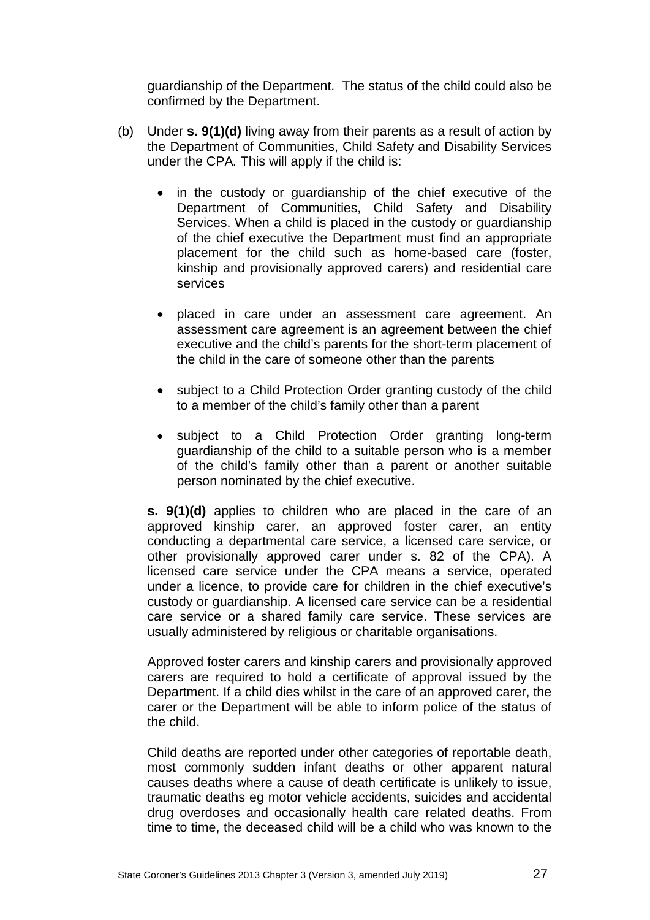guardianship of the Department. The status of the child could also be confirmed by the Department.

(b) Under **s. 9(1)(d)** living away from their parents as a result of action by the Department of Communities, Child Safety and Disability Services under the CPA. This will apply if the child is:

- in the custody or guardianship of the chief executive of the Department of Communities, Child Safety and Disability Services. When a child is placed in the custody or guardianship of the chief executive the Department must find an appropriate placement for the child such as home-based care (foster, kinship and provisionally approved carers) and residential care services

- placed in care under an assessment care agreement. An assessment care agreement is an agreement between the chief executive and the child's parents for the short-term placement of the child in the care of someone other than the parents

- subject to a Child Protection Order granting custody of the child to a member of the child's family other than a parent

- subject to a Child Protection Order granting long-term guardianship of the child to a suitable person who is a member of the child's family other than a parent or another suitable person nominated by the chief executive.

**s. 9(1)(d)** applies to children who are placed in the care of an approved kinship carer, an approved foster carer, an entity conducting a departmental care service, a licensed care service, or other provisionally approved carer under s. 82 of the CPA). A licensed care service under the CPA means a service, operated under a licence, to provide care for children in the chief executive's custody or guardianship. A licensed care service can be a residential care service or a shared family care service. These services are usually administered by religious or charitable organisations.

Approved foster carers and kinship carers and provisionally approved carers are required to hold a certificate of approval issued by the Department. If a child dies whilst in the care of an approved carer, the carer or the Department will be able to inform police of the status of the child.

Child deaths are reported under other categories of reportable death, most commonly sudden infant deaths or other apparent natural causes deaths where a cause of death certificate is unlikely to issue, traumatic deaths eg motor vehicle accidents, suicides and accidental drug overdoses and occasionally health care related deaths. From time to time, the deceased child will be a child who was known to the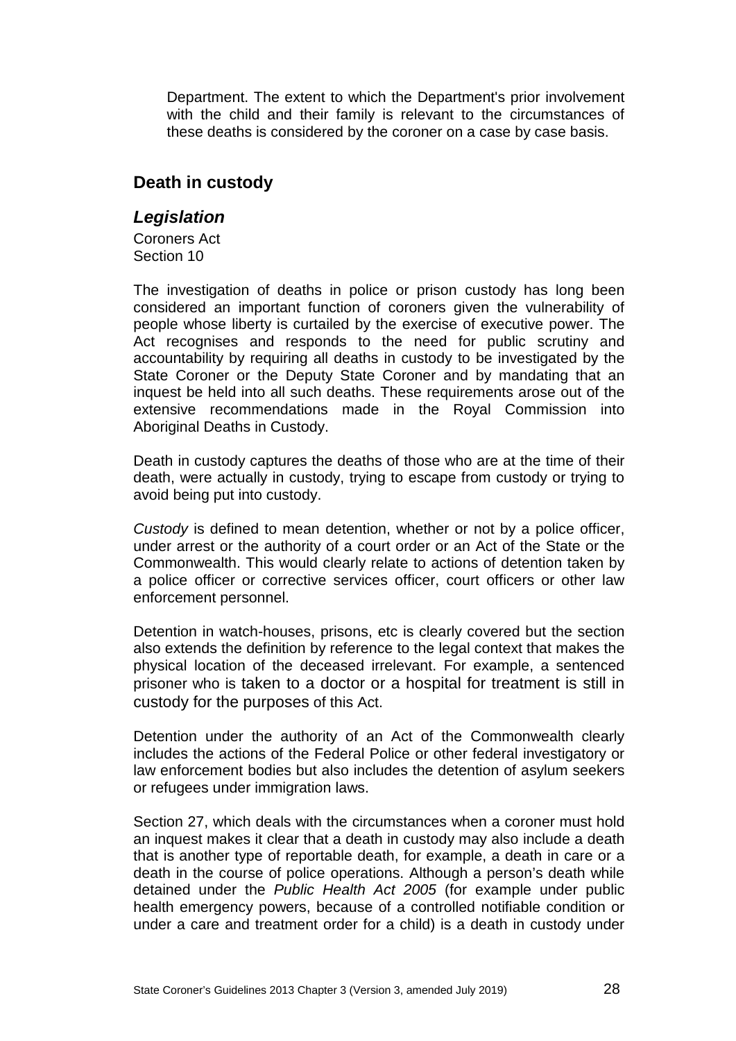Department. The extent to which the Department's prior involvement with the child and their family is relevant to the circumstances of these deaths is considered by the coroner on a case by case basis.

## Death in custody

### *Legislation*

Coroners Act
Section 10

The investigation of deaths in police or prison custody has long been considered an important function of coroners given the vulnerability of people whose liberty is curtailed by the exercise of executive power. The Act recognises and responds to the need for public scrutiny and accountability by requiring all deaths in custody to be investigated by the State Coroner or the Deputy State Coroner and by mandating that an inquest be held into all such deaths. These requirements arose out of the extensive recommendations made in the Royal Commission into Aboriginal Deaths in Custody.

Death in custody captures the deaths of those who are at the time of their death, were actually in custody, trying to escape from custody or trying to avoid being put into custody.

*Custody* is defined to mean detention, whether or not by a police officer, under arrest or the authority of a court order or an Act of the State or the Commonwealth. This would clearly relate to actions of detention taken by a police officer or corrective services officer, court officers or other law enforcement personnel.

Detention in watch-houses, prisons, etc is clearly covered but the section also extends the definition by reference to the legal context that makes the physical location of the deceased irrelevant. For example, a sentenced prisoner who is taken to a doctor or a hospital for treatment is still in custody for the purposes of this Act.

Detention under the authority of an Act of the Commonwealth clearly includes the actions of the Federal Police or other federal investigatory or law enforcement bodies but also includes the detention of asylum seekers or refugees under immigration laws.

Section 27, which deals with the circumstances when a coroner must hold an inquest makes it clear that a death in custody may also include a death that is another type of reportable death, for example, a death in care or a death in the course of police operations. Although a person's death while detained under the *Public Health Act 2005* (for example under public health emergency powers, because of a controlled notifiable condition or under a care and treatment order for a child) is a death in custody under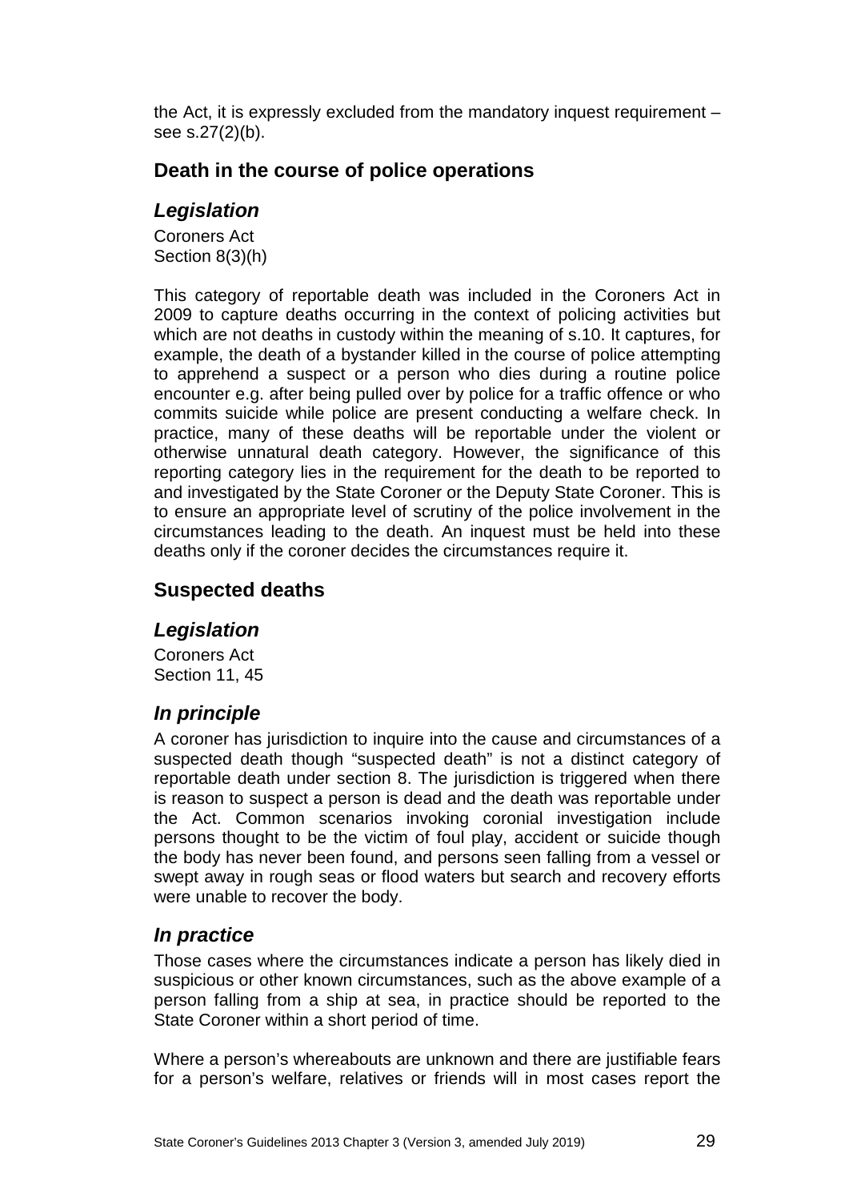the Act, it is expressly excluded from the mandatory inquest requirement – see s.27(2)(b).

## Death in the course of police operations

### *Legislation*

Coroners Act
Section 8(3)(h)

This category of reportable death was included in the Coroners Act in 2009 to capture deaths occurring in the context of policing activities but which are not deaths in custody within the meaning of s.10. It captures, for example, the death of a bystander killed in the course of police attempting to apprehend a suspect or a person who dies during a routine police encounter e.g. after being pulled over by police for a traffic offence or who commits suicide while police are present conducting a welfare check. In practice, many of these deaths will be reportable under the violent or otherwise unnatural death category. However, the significance of this reporting category lies in the requirement for the death to be reported to and investigated by the State Coroner or the Deputy State Coroner. This is to ensure an appropriate level of scrutiny of the police involvement in the circumstances leading to the death. An inquest must be held into these deaths only if the coroner decides the circumstances require it.

## Suspected deaths

### *Legislation*

Coroners Act
Section 11, 45

### *In principle*

A coroner has jurisdiction to inquire into the cause and circumstances of a suspected death though "suspected death" is not a distinct category of reportable death under section 8. The jurisdiction is triggered when there is reason to suspect a person is dead and the death was reportable under the Act. Common scenarios invoking coronial investigation include persons thought to be the victim of foul play, accident or suicide though the body has never been found, and persons seen falling from a vessel or swept away in rough seas or flood waters but search and recovery efforts were unable to recover the body.

### *In practice*

Those cases where the circumstances indicate a person has likely died in suspicious or other known circumstances, such as the above example of a person falling from a ship at sea, in practice should be reported to the State Coroner within a short period of time.

Where a person's whereabouts are unknown and there are justifiable fears for a person's welfare, relatives or friends will in most cases report the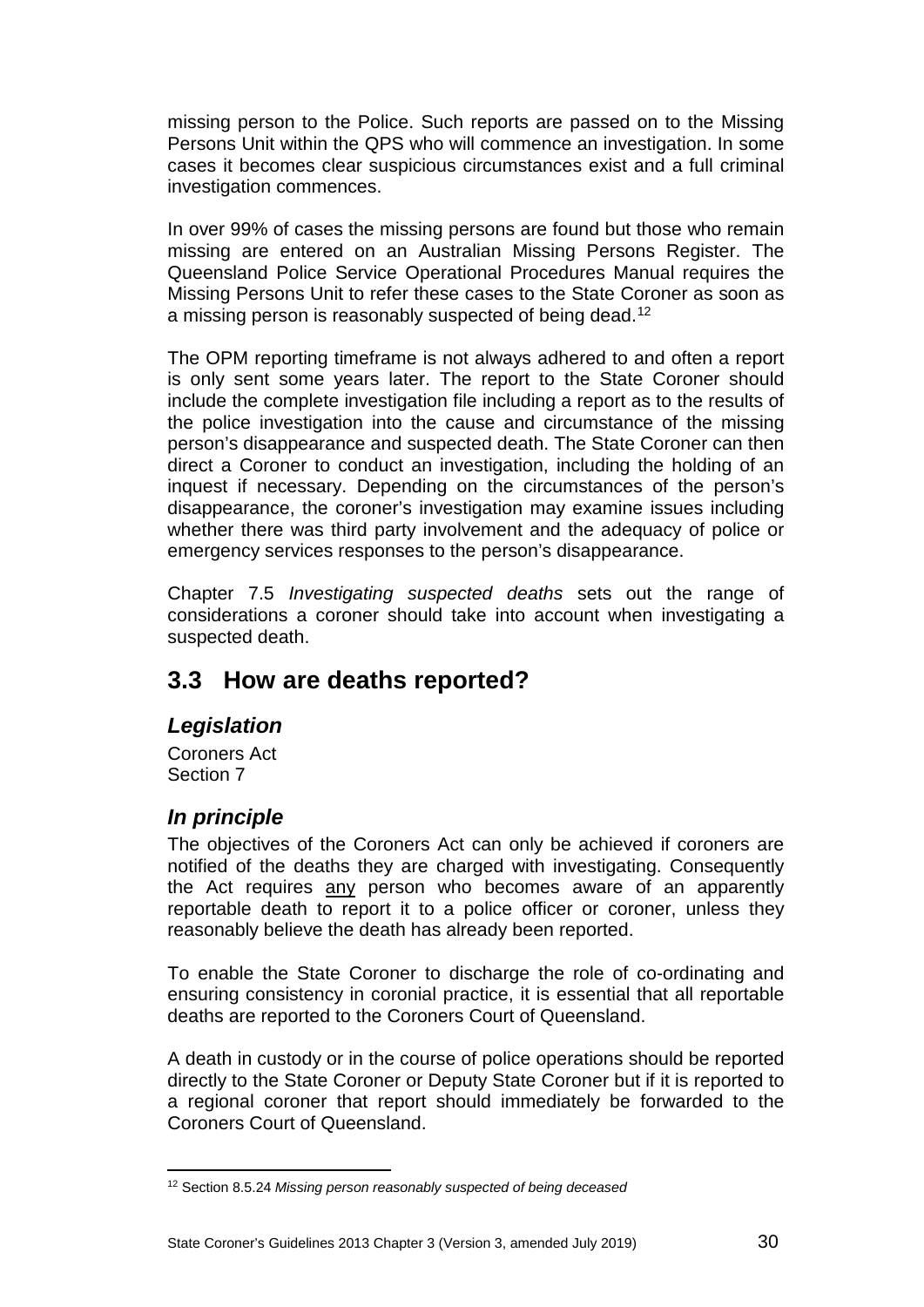missing person to the Police. Such reports are passed on to the Missing Persons Unit within the QPS who will commence an investigation. In some cases it becomes clear suspicious circumstances exist and a full criminal investigation commences.

In over 99% of cases the missing persons are found but those who remain missing are entered on an Australian Missing Persons Register. The Queensland Police Service Operational Procedures Manual requires the Missing Persons Unit to refer these cases to the State Coroner as soon as a missing person is reasonably suspected of being dead.[12]

The OPM reporting timeframe is not always adhered to and often a report is only sent some years later. The report to the State Coroner should include the complete investigation file including a report as to the results of the police investigation into the cause and circumstance of the missing person's disappearance and suspected death. The State Coroner can then direct a Coroner to conduct an investigation, including the holding of an inquest if necessary. Depending on the circumstances of the person's disappearance, the coroner's investigation may examine issues including whether there was third party involvement and the adequacy of police or emergency services responses to the person's disappearance.

Chapter 7.5 *Investigating suspected deaths* sets out the range of considerations a coroner should take into account when investigating a suspected death.

## 3.3 How are deaths reported?

### *Legislation*

Coroners Act
Section 7

### *In principle*

The objectives of the Coroners Act can only be achieved if coroners are notified of the deaths they are charged with investigating. Consequently the Act requires <u>any</u> person who becomes aware of an apparently reportable death to report it to a police officer or coroner, unless they reasonably believe the death has already been reported.

To enable the State Coroner to discharge the role of co-ordinating and ensuring consistency in coronial practice, it is essential that all reportable deaths are reported to the Coroners Court of Queensland.

A death in custody or in the course of police operations should be reported directly to the State Coroner or Deputy State Coroner but if it is reported to a regional coroner that report should immediately be forwarded to the Coroners Court of Queensland.

---

[12] Section 8.5.24 *Missing person reasonably suspected of being deceased*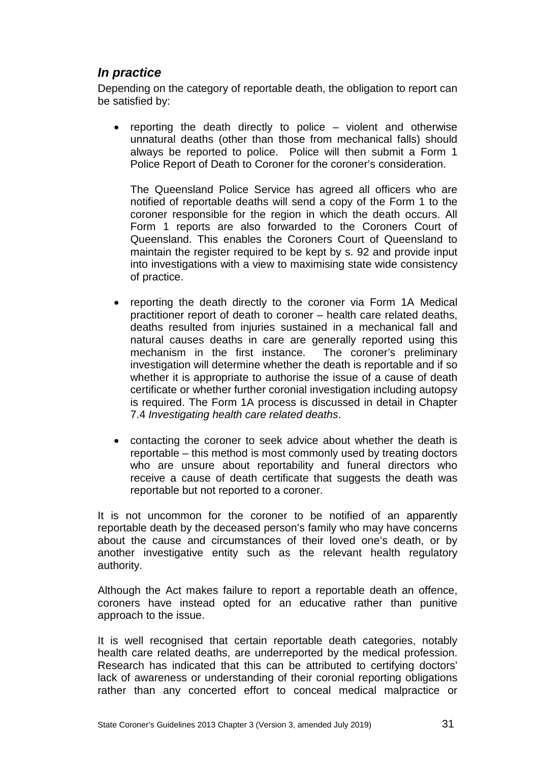### *In practice*

Depending on the category of reportable death, the obligation to report can be satisfied by:

- reporting the death directly to police – violent and otherwise unnatural deaths (other than those from mechanical falls) should always be reported to police. Police will then submit a Form 1 Police Report of Death to Coroner for the coroner's consideration.

  The Queensland Police Service has agreed all officers who are notified of reportable deaths will send a copy of the Form 1 to the coroner responsible for the region in which the death occurs. All Form 1 reports are also forwarded to the Coroners Court of Queensland. This enables the Coroners Court of Queensland to maintain the register required to be kept by s. 92 and provide input into investigations with a view to maximising state wide consistency of practice.

- reporting the death directly to the coroner via Form 1A Medical practitioner report of death to coroner – health care related deaths, deaths resulted from injuries sustained in a mechanical fall and natural causes deaths in care are generally reported using this mechanism in the first instance. The coroner's preliminary investigation will determine whether the death is reportable and if so whether it is appropriate to authorise the issue of a cause of death certificate or whether further coronial investigation including autopsy is required. The Form 1A process is discussed in detail in Chapter 7.4 *Investigating health care related deaths*.

- contacting the coroner to seek advice about whether the death is reportable – this method is most commonly used by treating doctors who are unsure about reportability and funeral directors who receive a cause of death certificate that suggests the death was reportable but not reported to a coroner.

It is not uncommon for the coroner to be notified of an apparently reportable death by the deceased person's family who may have concerns about the cause and circumstances of their loved one's death, or by another investigative entity such as the relevant health regulatory authority.

Although the Act makes failure to report a reportable death an offence, coroners have instead opted for an educative rather than punitive approach to the issue.

It is well recognised that certain reportable death categories, notably health care related deaths, are underreported by the medical profession. Research has indicated that this can be attributed to certifying doctors' lack of awareness or understanding of their coronial reporting obligations rather than any concerted effort to conceal medical malpractice or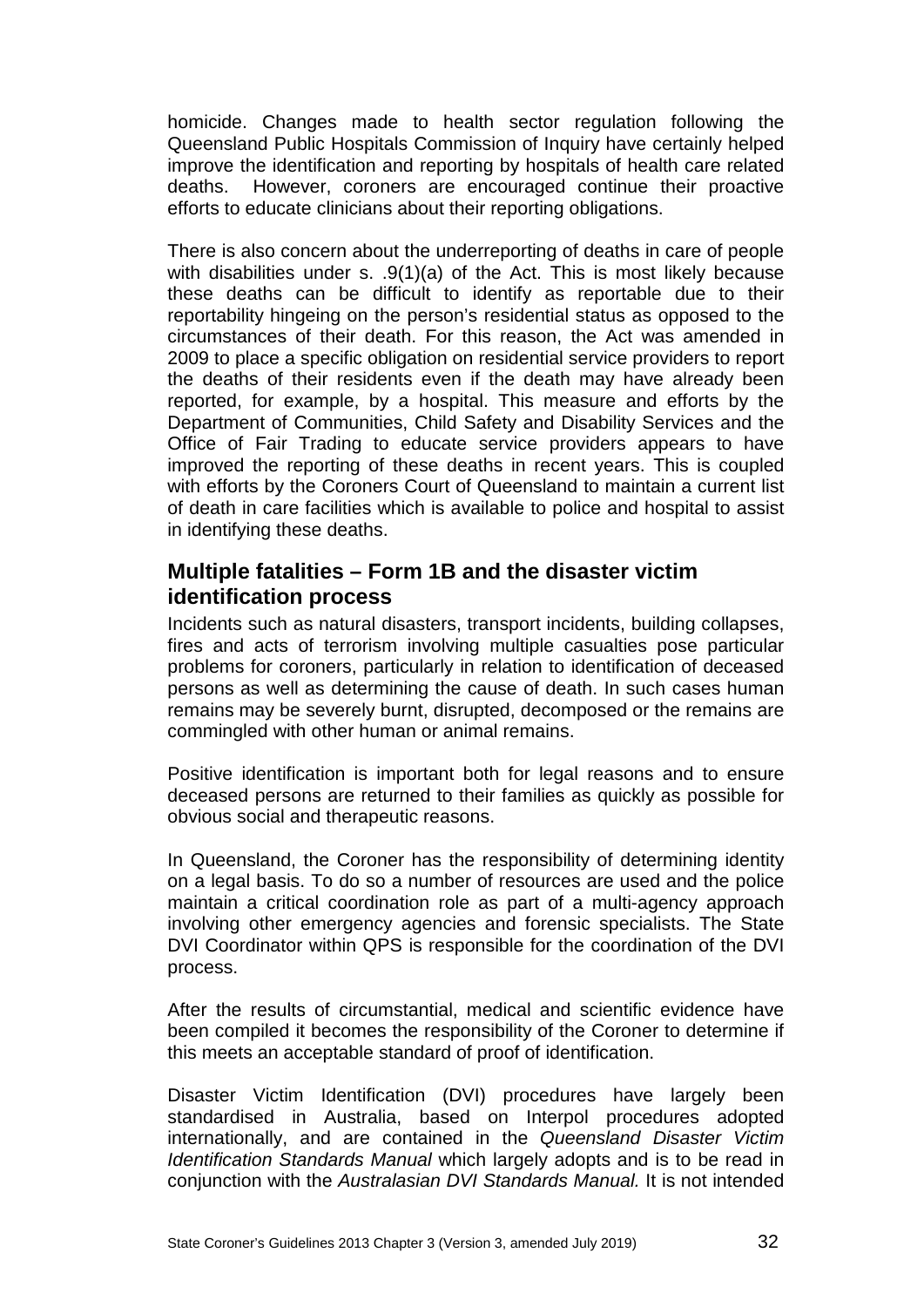homicide. Changes made to health sector regulation following the Queensland Public Hospitals Commission of Inquiry have certainly helped improve the identification and reporting by hospitals of health care related deaths. However, coroners are encouraged continue their proactive efforts to educate clinicians about their reporting obligations.

There is also concern about the underreporting of deaths in care of people with disabilities under s. .9(1)(a) of the Act. This is most likely because these deaths can be difficult to identify as reportable due to their reportability hingeing on the person's residential status as opposed to the circumstances of their death. For this reason, the Act was amended in 2009 to place a specific obligation on residential service providers to report the deaths of their residents even if the death may have already been reported, for example, by a hospital. This measure and efforts by the Department of Communities, Child Safety and Disability Services and the Office of Fair Trading to educate service providers appears to have improved the reporting of these deaths in recent years. This is coupled with efforts by the Coroners Court of Queensland to maintain a current list of death in care facilities which is available to police and hospital to assist in identifying these deaths.

## Multiple fatalities – Form 1B and the disaster victim identification process

Incidents such as natural disasters, transport incidents, building collapses, fires and acts of terrorism involving multiple casualties pose particular problems for coroners, particularly in relation to identification of deceased persons as well as determining the cause of death. In such cases human remains may be severely burnt, disrupted, decomposed or the remains are commingled with other human or animal remains.

Positive identification is important both for legal reasons and to ensure deceased persons are returned to their families as quickly as possible for obvious social and therapeutic reasons.

In Queensland, the Coroner has the responsibility of determining identity on a legal basis. To do so a number of resources are used and the police maintain a critical coordination role as part of a multi-agency approach involving other emergency agencies and forensic specialists. The State DVI Coordinator within QPS is responsible for the coordination of the DVI process.

After the results of circumstantial, medical and scientific evidence have been compiled it becomes the responsibility of the Coroner to determine if this meets an acceptable standard of proof of identification.

Disaster Victim Identification (DVI) procedures have largely been standardised in Australia, based on Interpol procedures adopted internationally, and are contained in the *Queensland Disaster Victim Identification Standards Manual* which largely adopts and is to be read in conjunction with the *Australasian DVI Standards Manual.* It is not intended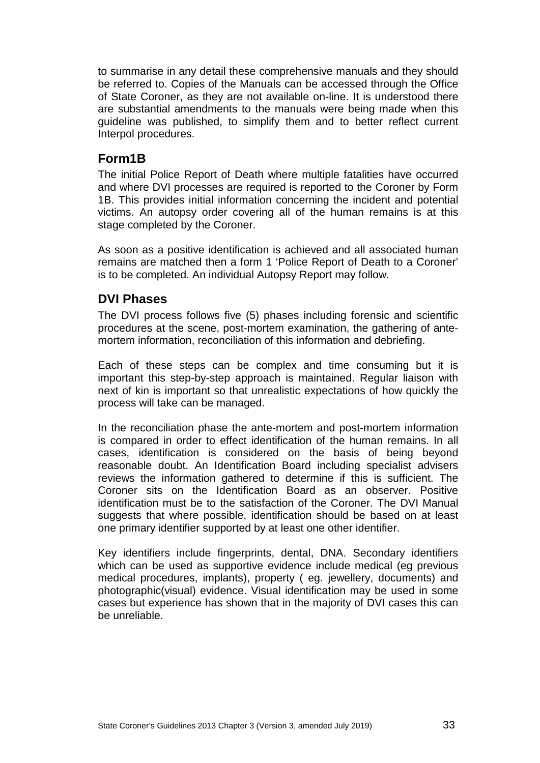to summarise in any detail these comprehensive manuals and they should be referred to. Copies of the Manuals can be accessed through the Office of State Coroner, as they are not available on-line. It is understood there are substantial amendments to the manuals were being made when this guideline was published, to simplify them and to better reflect current Interpol procedures.

## Form1B

The initial Police Report of Death where multiple fatalities have occurred and where DVI processes are required is reported to the Coroner by Form 1B. This provides initial information concerning the incident and potential victims. An autopsy order covering all of the human remains is at this stage completed by the Coroner.

As soon as a positive identification is achieved and all associated human remains are matched then a form 1 'Police Report of Death to a Coroner' is to be completed. An individual Autopsy Report may follow.

## DVI Phases

The DVI process follows five (5) phases including forensic and scientific procedures at the scene, post-mortem examination, the gathering of ante-mortem information, reconciliation of this information and debriefing.

Each of these steps can be complex and time consuming but it is important this step-by-step approach is maintained. Regular liaison with next of kin is important so that unrealistic expectations of how quickly the process will take can be managed.

In the reconciliation phase the ante-mortem and post-mortem information is compared in order to effect identification of the human remains. In all cases, identification is considered on the basis of being beyond reasonable doubt. An Identification Board including specialist advisers reviews the information gathered to determine if this is sufficient. The Coroner sits on the Identification Board as an observer. Positive identification must be to the satisfaction of the Coroner. The DVI Manual suggests that where possible, identification should be based on at least one primary identifier supported by at least one other identifier.

Key identifiers include fingerprints, dental, DNA. Secondary identifiers which can be used as supportive evidence include medical (eg previous medical procedures, implants), property ( eg. jewellery, documents) and photographic(visual) evidence. Visual identification may be used in some cases but experience has shown that in the majority of DVI cases this can be unreliable.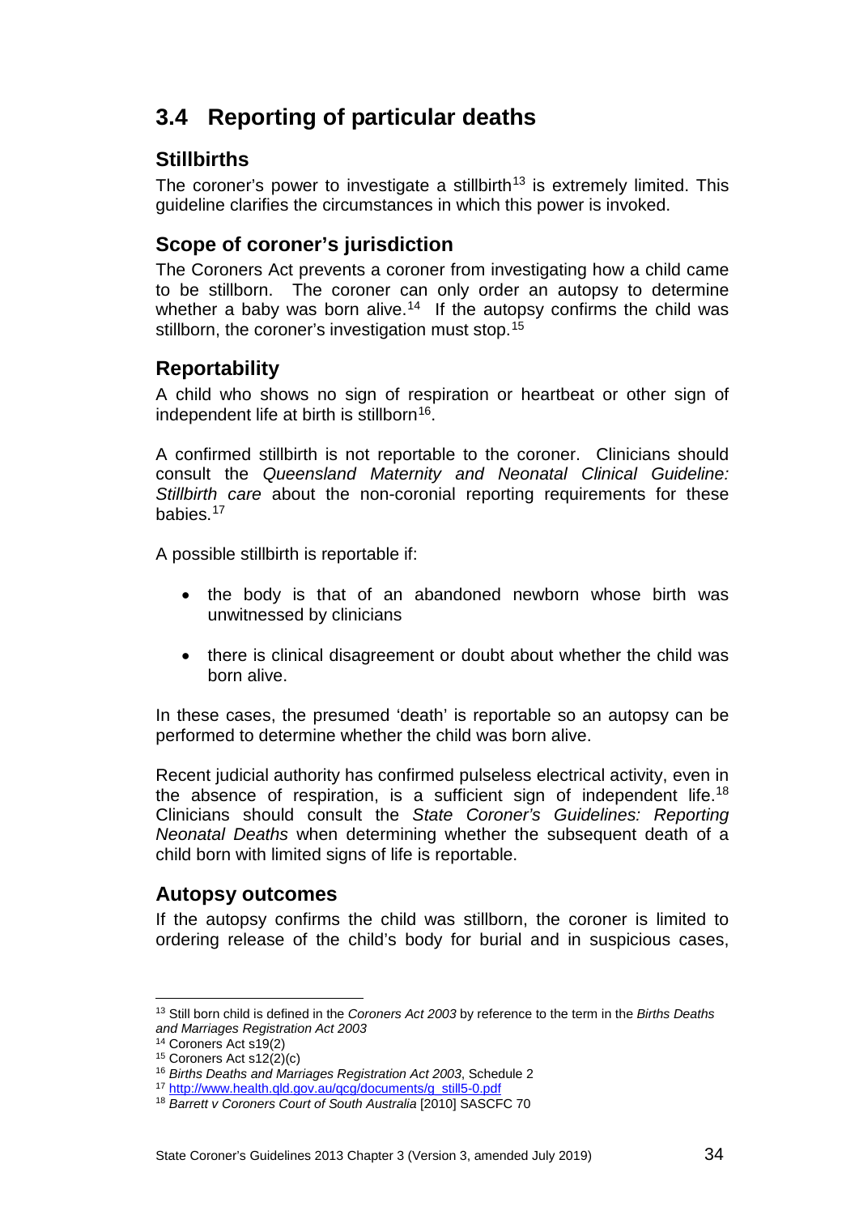## 3.4 Reporting of particular deaths

### Stillbirths

The coroner's power to investigate a stillbirth[13] is extremely limited. This guideline clarifies the circumstances in which this power is invoked.

### Scope of coroner's jurisdiction

The Coroners Act prevents a coroner from investigating how a child came to be stillborn. The coroner can only order an autopsy to determine whether a baby was born alive.[14] If the autopsy confirms the child was stillborn, the coroner's investigation must stop.[15]

### Reportability

A child who shows no sign of respiration or heartbeat or other sign of independent life at birth is stillborn[16].

A confirmed stillbirth is not reportable to the coroner. Clinicians should consult the *Queensland Maternity and Neonatal Clinical Guideline: Stillbirth care* about the non-coronial reporting requirements for these babies.[17]

A possible stillbirth is reportable if:

- the body is that of an abandoned newborn whose birth was unwitnessed by clinicians
- there is clinical disagreement or doubt about whether the child was born alive.

In these cases, the presumed 'death' is reportable so an autopsy can be performed to determine whether the child was born alive.

Recent judicial authority has confirmed pulseless electrical activity, even in the absence of respiration, is a sufficient sign of independent life.[18] Clinicians should consult the *State Coroner's Guidelines: Reporting Neonatal Deaths* when determining whether the subsequent death of a child born with limited signs of life is reportable.

### Autopsy outcomes

If the autopsy confirms the child was stillborn, the coroner is limited to ordering release of the child's body for burial and in suspicious cases,

---

[13] Still born child is defined in the *Coroners Act 2003* by reference to the term in the *Births Deaths and Marriages Registration Act 2003*

[14] Coroners Act s19(2)

[15] Coroners Act s12(2)(c)

[16] *Births Deaths and Marriages Registration Act 2003*, Schedule 2

[17] http://www.health.qld.gov.au/qcg/documents/g_still5-0.pdf

[18] *Barrett v Coroners Court of South Australia* [2010] SASCFC 70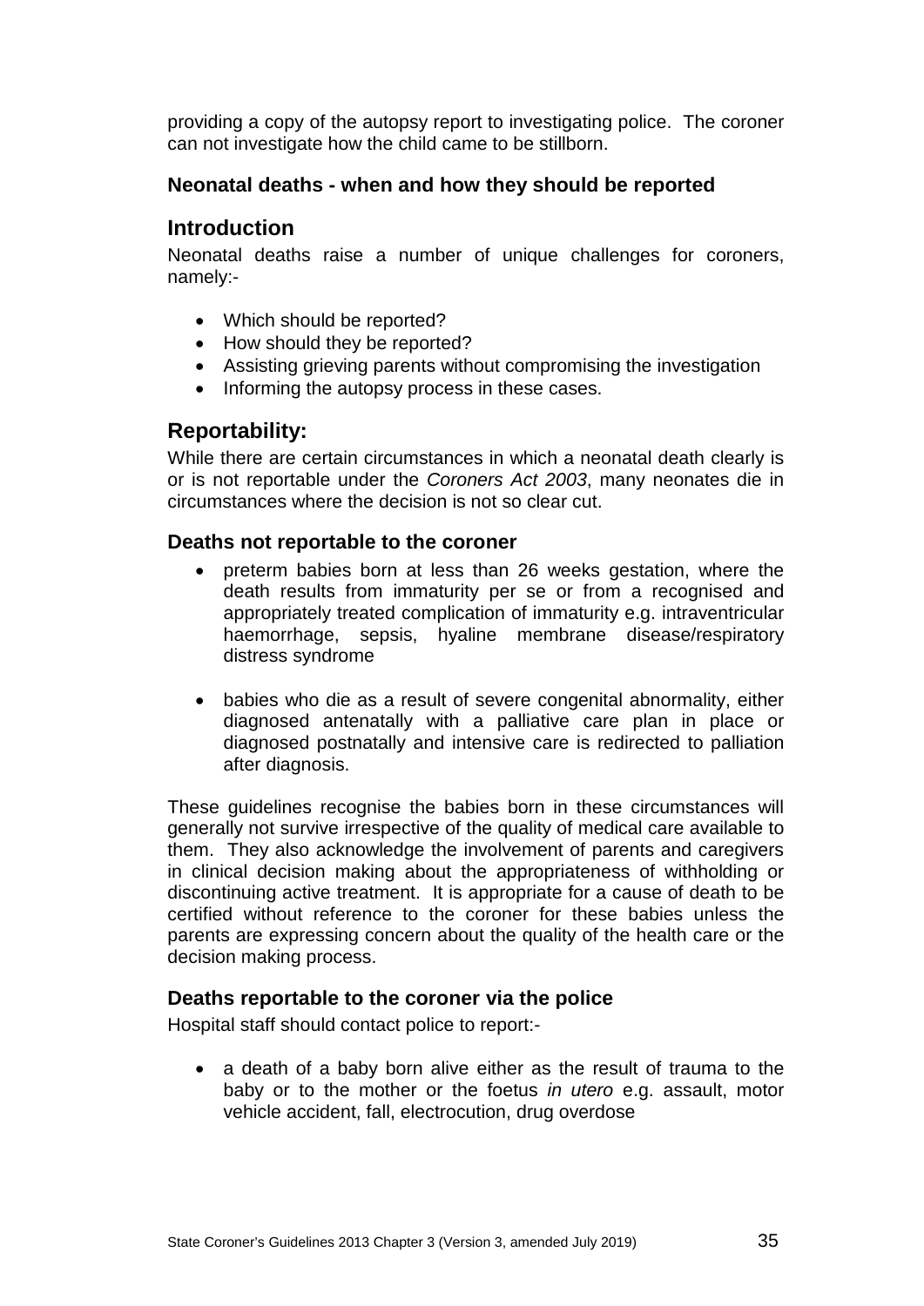providing a copy of the autopsy report to investigating police. The coroner can not investigate how the child came to be stillborn.

**Neonatal deaths - when and how they should be reported**

## Introduction

Neonatal deaths raise a number of unique challenges for coroners, namely:-

- Which should be reported?
- How should they be reported?
- Assisting grieving parents without compromising the investigation
- Informing the autopsy process in these cases.

## Reportability:

While there are certain circumstances in which a neonatal death clearly is or is not reportable under the *Coroners Act 2003*, many neonates die in circumstances where the decision is not so clear cut.

### Deaths not reportable to the coroner

- preterm babies born at less than 26 weeks gestation, where the death results from immaturity per se or from a recognised and appropriately treated complication of immaturity e.g. intraventricular haemorrhage, sepsis, hyaline membrane disease/respiratory distress syndrome

- babies who die as a result of severe congenital abnormality, either diagnosed antenatally with a palliative care plan in place or diagnosed postnatally and intensive care is redirected to palliation after diagnosis.

These guidelines recognise the babies born in these circumstances will generally not survive irrespective of the quality of medical care available to them. They also acknowledge the involvement of parents and caregivers in clinical decision making about the appropriateness of withholding or discontinuing active treatment. It is appropriate for a cause of death to be certified without reference to the coroner for these babies unless the parents are expressing concern about the quality of the health care or the decision making process.

### Deaths reportable to the coroner via the police

Hospital staff should contact police to report:-

- a death of a baby born alive either as the result of trauma to the baby or to the mother or the foetus *in utero* e.g. assault, motor vehicle accident, fall, electrocution, drug overdose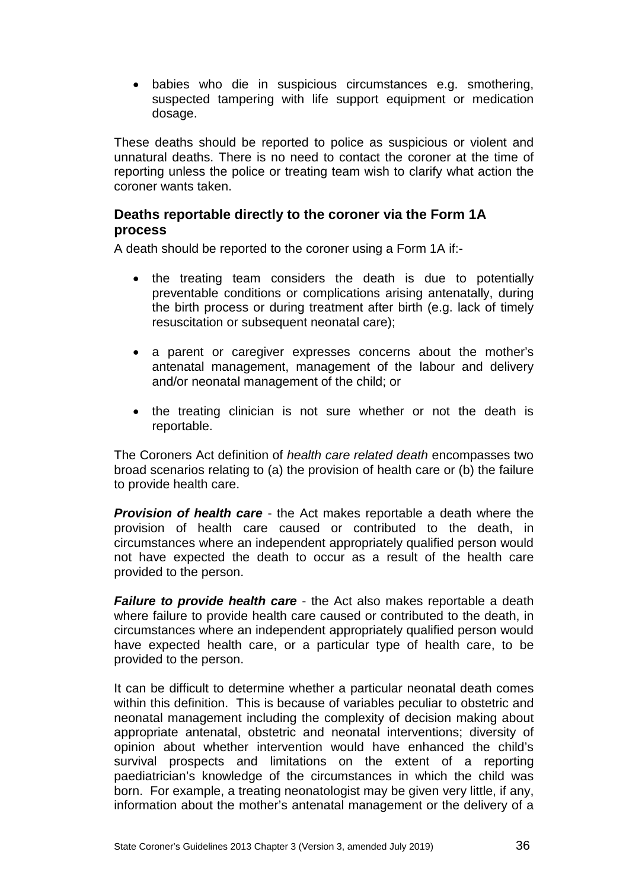- babies who die in suspicious circumstances e.g. smothering, suspected tampering with life support equipment or medication dosage.

These deaths should be reported to police as suspicious or violent and unnatural deaths. There is no need to contact the coroner at the time of reporting unless the police or treating team wish to clarify what action the coroner wants taken.

### Deaths reportable directly to the coroner via the Form 1A process

A death should be reported to the coroner using a Form 1A if:-

- the treating team considers the death is due to potentially preventable conditions or complications arising antenatally, during the birth process or during treatment after birth (e.g. lack of timely resuscitation or subsequent neonatal care);
- a parent or caregiver expresses concerns about the mother's antenatal management, management of the labour and delivery and/or neonatal management of the child; or
- the treating clinician is not sure whether or not the death is reportable.

The Coroners Act definition of *health care related death* encompasses two broad scenarios relating to (a) the provision of health care or (b) the failure to provide health care.

***Provision of health care*** - the Act makes reportable a death where the provision of health care caused or contributed to the death, in circumstances where an independent appropriately qualified person would not have expected the death to occur as a result of the health care provided to the person.

***Failure to provide health care*** - the Act also makes reportable a death where failure to provide health care caused or contributed to the death, in circumstances where an independent appropriately qualified person would have expected health care, or a particular type of health care, to be provided to the person.

It can be difficult to determine whether a particular neonatal death comes within this definition. This is because of variables peculiar to obstetric and neonatal management including the complexity of decision making about appropriate antenatal, obstetric and neonatal interventions; diversity of opinion about whether intervention would have enhanced the child's survival prospects and limitations on the extent of a reporting paediatrician's knowledge of the circumstances in which the child was born. For example, a treating neonatologist may be given very little, if any, information about the mother's antenatal management or the delivery of a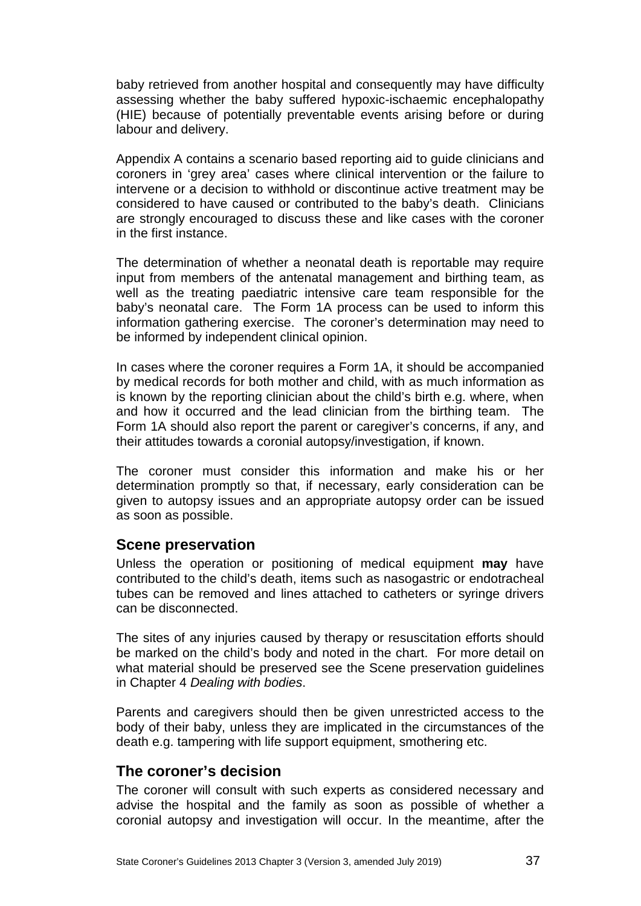baby retrieved from another hospital and consequently may have difficulty assessing whether the baby suffered hypoxic-ischaemic encephalopathy (HIE) because of potentially preventable events arising before or during labour and delivery.

Appendix A contains a scenario based reporting aid to guide clinicians and coroners in 'grey area' cases where clinical intervention or the failure to intervene or a decision to withhold or discontinue active treatment may be considered to have caused or contributed to the baby's death. Clinicians are strongly encouraged to discuss these and like cases with the coroner in the first instance.

The determination of whether a neonatal death is reportable may require input from members of the antenatal management and birthing team, as well as the treating paediatric intensive care team responsible for the baby's neonatal care. The Form 1A process can be used to inform this information gathering exercise. The coroner's determination may need to be informed by independent clinical opinion.

In cases where the coroner requires a Form 1A, it should be accompanied by medical records for both mother and child, with as much information as is known by the reporting clinician about the child's birth e.g. where, when and how it occurred and the lead clinician from the birthing team. The Form 1A should also report the parent or caregiver's concerns, if any, and their attitudes towards a coronial autopsy/investigation, if known.

The coroner must consider this information and make his or her determination promptly so that, if necessary, early consideration can be given to autopsy issues and an appropriate autopsy order can be issued as soon as possible.

## Scene preservation

Unless the operation or positioning of medical equipment **may** have contributed to the child's death, items such as nasogastric or endotracheal tubes can be removed and lines attached to catheters or syringe drivers can be disconnected.

The sites of any injuries caused by therapy or resuscitation efforts should be marked on the child's body and noted in the chart. For more detail on what material should be preserved see the Scene preservation guidelines in Chapter 4 *Dealing with bodies*.

Parents and caregivers should then be given unrestricted access to the body of their baby, unless they are implicated in the circumstances of the death e.g. tampering with life support equipment, smothering etc.

## The coroner's decision

The coroner will consult with such experts as considered necessary and advise the hospital and the family as soon as possible of whether a coronial autopsy and investigation will occur. In the meantime, after the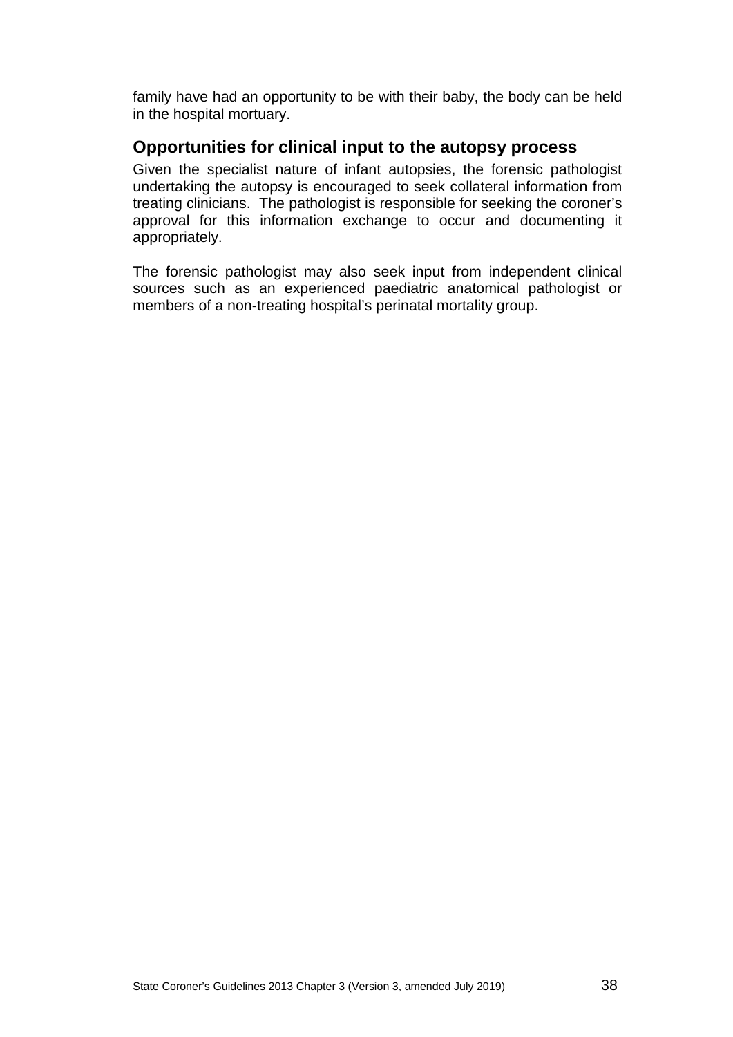family have had an opportunity to be with their baby, the body can be held in the hospital mortuary.

## Opportunities for clinical input to the autopsy process

Given the specialist nature of infant autopsies, the forensic pathologist undertaking the autopsy is encouraged to seek collateral information from treating clinicians. The pathologist is responsible for seeking the coroner's approval for this information exchange to occur and documenting it appropriately.

The forensic pathologist may also seek input from independent clinical sources such as an experienced paediatric anatomical pathologist or members of a non-treating hospital's perinatal mortality group.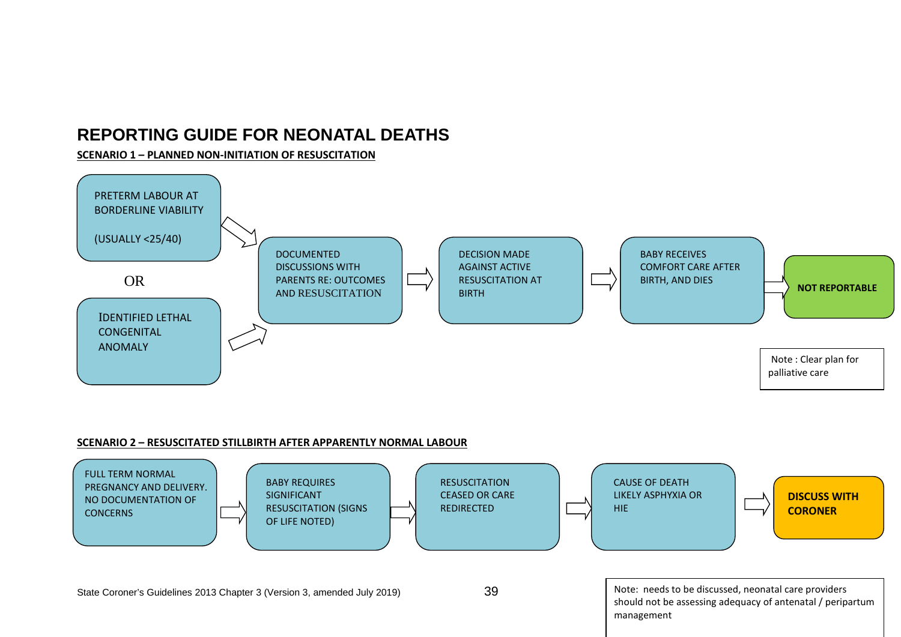# REPORTING GUIDE FOR NEONATAL DEATHS

**SCENARIO 1 – PLANNED NON-INITIATION OF RESUSCITATION**

PRETERM LABOUR AT BORDERLINE VIABILITY

(USUALLY <25/40)

OR

IDENTIFIED LETHAL CONGENITAL ANOMALY

→ DOCUMENTED DISCUSSIONS WITH PARENTS RE: OUTCOMES AND RESUSCITATION

→ DECISION MADE AGAINST ACTIVE RESUSCITATION AT BIRTH

→ BABY RECEIVES COMFORT CARE AFTER BIRTH, AND DIES

→ **NOT REPORTABLE**

Note : Clear plan for palliative care

**SCENARIO 2 – RESUSCITATED STILLBIRTH AFTER APPARENTLY NORMAL LABOUR**

FULL TERM NORMAL PREGNANCY AND DELIVERY. NO DOCUMENTATION OF CONCERNS

→ BABY REQUIRES SIGNIFICANT RESUSCITATION (SIGNS OF LIFE NOTED)

→ RESUSCITATION CEASED OR CARE REDIRECTED

→ CAUSE OF DEATH LIKELY ASPHYXIA OR HIE

→ **DISCUSS WITH CORONER**

Note: needs to be discussed, neonatal care providers should not be assessing adequacy of antenatal / peripartum management

State Coroner's Guidelines 2013 Chapter 3 (Version 3, amended July 2019)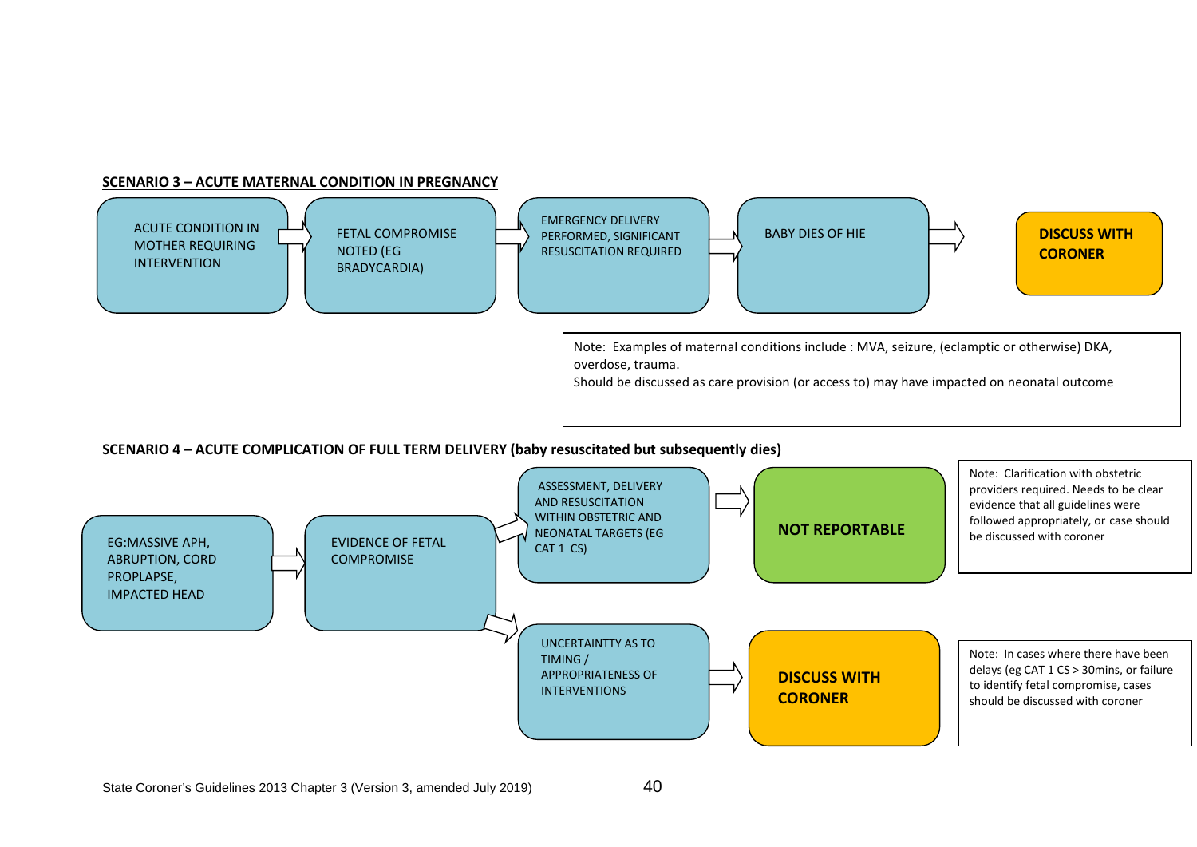**SCENARIO 3 – ACUTE MATERNAL CONDITION IN PREGNANCY**

ACUTE CONDITION IN MOTHER REQUIRING INTERVENTION → FETAL COMPROMISE NOTED (EG BRADYCARDIA) → EMERGENCY DELIVERY PERFORMED, SIGNIFICANT RESUSCITATION REQUIRED → BABY DIES OF HIE → **DISCUSS WITH CORONER**

Note: Examples of maternal conditions include : MVA, seizure, (eclamptic or otherwise) DKA, overdose, trauma.
Should be discussed as care provision (or access to) may have impacted on neonatal outcome

**SCENARIO 4 – ACUTE COMPLICATION OF FULL TERM DELIVERY (baby resuscitated but subsequently dies)**

EG:MASSIVE APH, ABRUPTION, CORD PROPLAPSE, IMPACTED HEAD → EVIDENCE OF FETAL COMPROMISE →

- ASSESSMENT, DELIVERY AND RESUSCITATION WITHIN OBSTETRIC AND NEONATAL TARGETS (EG CAT 1 CS) → **NOT REPORTABLE**

  Note: Clarification with obstetric providers required. Needs to be clear evidence that all guidelines were followed appropriately, or case should be discussed with coroner

- UNCERTAINTTY AS TO TIMING / APPROPRIATENESS OF INTERVENTIONS → **DISCUSS WITH CORONER**

  Note: In cases where there have been delays (eg CAT 1 CS > 30mins, or failure to identify fetal compromise, cases should be discussed with coroner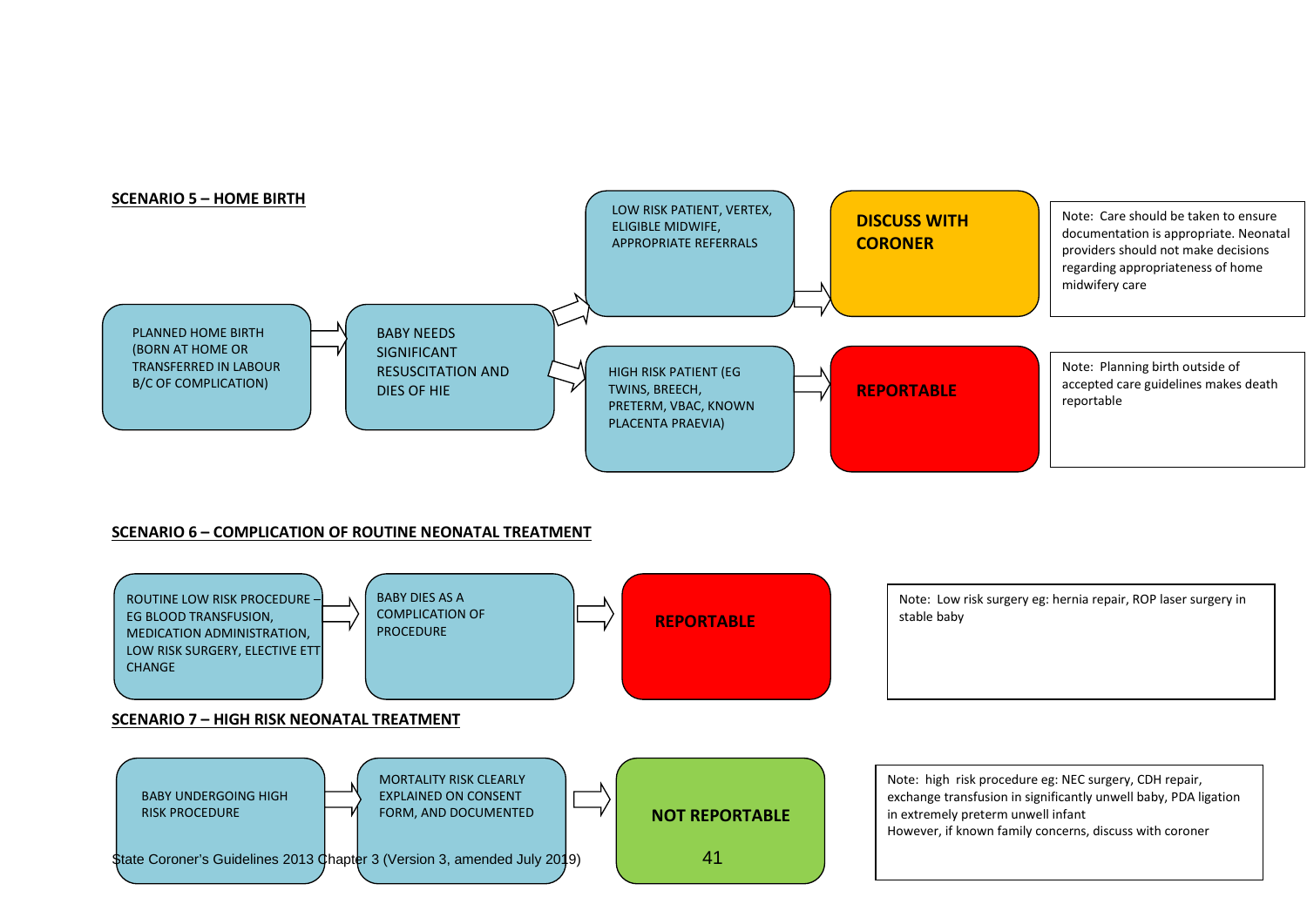## SCENARIO 5 – HOME BIRTH

PLANNED HOME BIRTH (BORN AT HOME OR TRANSFERRED IN LABOUR B/C OF COMPLICATION) → BABY NEEDS SIGNIFICANT RESUSCITATION AND DIES OF HIE

- → LOW RISK PATIENT, VERTEX, ELIGIBLE MIDWIFE, APPROPRIATE REFERRALS → **DISCUSS WITH CORONER**
  - Note: Care should be taken to ensure documentation is appropriate. Neonatal providers should not make decisions regarding appropriateness of home midwifery care
- → HIGH RISK PATIENT (EG TWINS, BREECH, PRETERM, VBAC, KNOWN PLACENTA PRAEVIA) → **REPORTABLE**
  - Note: Planning birth outside of accepted care guidelines makes death reportable

## SCENARIO 6 – COMPLICATION OF ROUTINE NEONATAL TREATMENT

ROUTINE LOW RISK PROCEDURE – EG BLOOD TRANSFUSION, MEDICATION ADMINISTRATION, LOW RISK SURGERY, ELECTIVE ETT CHANGE → BABY DIES AS A COMPLICATION OF PROCEDURE → **REPORTABLE**

Note: Low risk surgery eg: hernia repair, ROP laser surgery in stable baby

## SCENARIO 7 – HIGH RISK NEONATAL TREATMENT

BABY UNDERGOING HIGH RISK PROCEDURE → MORTALITY RISK CLEARLY EXPLAINED ON CONSENT FORM, AND DOCUMENTED → **NOT REPORTABLE**

Note: high risk procedure eg: NEC surgery, CDH repair, exchange transfusion in significantly unwell baby, PDA ligation in extremely preterm unwell infant
However, if known family concerns, discuss with coroner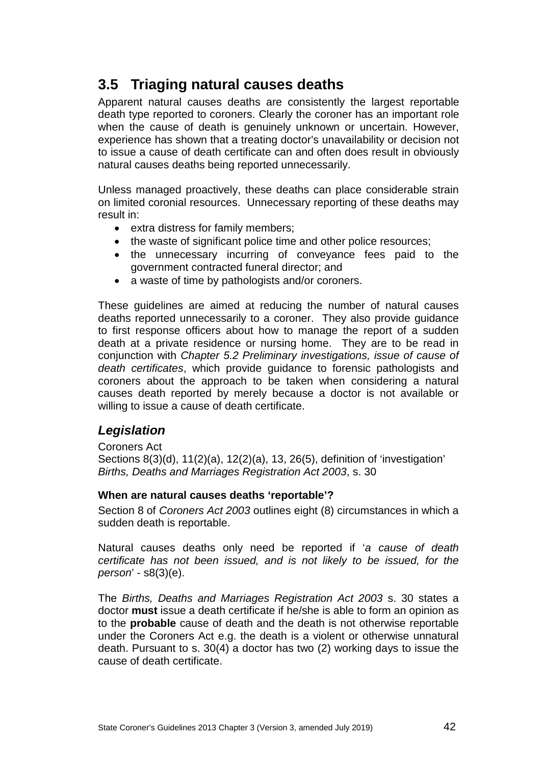## 3.5 Triaging natural causes deaths

Apparent natural causes deaths are consistently the largest reportable death type reported to coroners. Clearly the coroner has an important role when the cause of death is genuinely unknown or uncertain. However, experience has shown that a treating doctor's unavailability or decision not to issue a cause of death certificate can and often does result in obviously natural causes deaths being reported unnecessarily.

Unless managed proactively, these deaths can place considerable strain on limited coronial resources. Unnecessary reporting of these deaths may result in:

- extra distress for family members;
- the waste of significant police time and other police resources;
- the unnecessary incurring of conveyance fees paid to the government contracted funeral director; and
- a waste of time by pathologists and/or coroners.

These guidelines are aimed at reducing the number of natural causes deaths reported unnecessarily to a coroner. They also provide guidance to first response officers about how to manage the report of a sudden death at a private residence or nursing home. They are to be read in conjunction with *Chapter 5.2 Preliminary investigations, issue of cause of death certificates*, which provide guidance to forensic pathologists and coroners about the approach to be taken when considering a natural causes death reported by merely because a doctor is not available or willing to issue a cause of death certificate.

### *Legislation*

Coroners Act
Sections 8(3)(d), 11(2)(a), 12(2)(a), 13, 26(5), definition of 'investigation'
*Births, Deaths and Marriages Registration Act 2003*, s. 30

#### When are natural causes deaths 'reportable'?

Section 8 of *Coroners Act 2003* outlines eight (8) circumstances in which a sudden death is reportable.

Natural causes deaths only need be reported if '*a cause of death certificate has not been issued, and is not likely to be issued, for the person*' - s8(3)(e).

The *Births, Deaths and Marriages Registration Act 2003* s. 30 states a doctor **must** issue a death certificate if he/she is able to form an opinion as to the **probable** cause of death and the death is not otherwise reportable under the Coroners Act e.g. the death is a violent or otherwise unnatural death. Pursuant to s. 30(4) a doctor has two (2) working days to issue the cause of death certificate.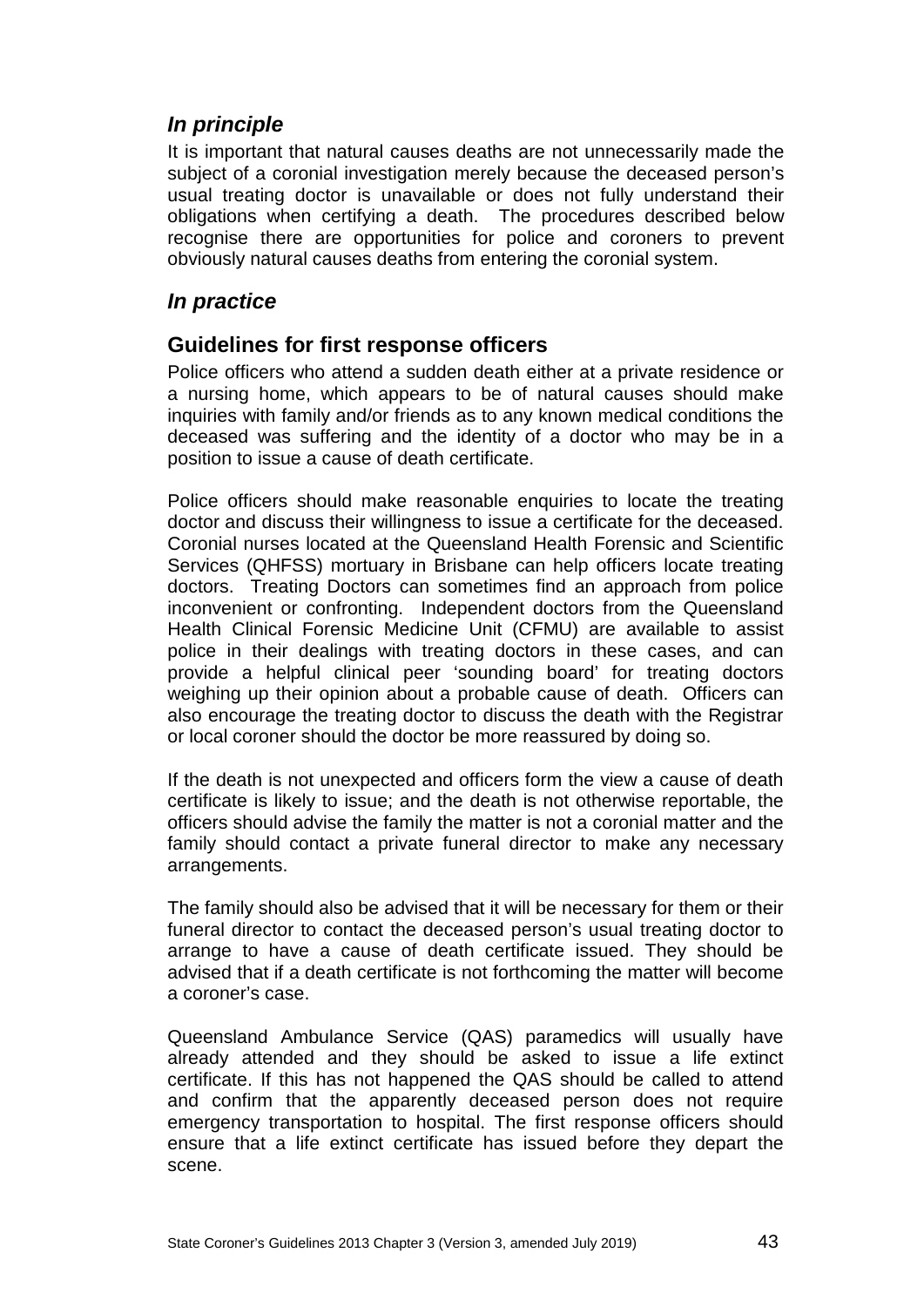## *In principle*

It is important that natural causes deaths are not unnecessarily made the subject of a coronial investigation merely because the deceased person's usual treating doctor is unavailable or does not fully understand their obligations when certifying a death. The procedures described below recognise there are opportunities for police and coroners to prevent obviously natural causes deaths from entering the coronial system.

## *In practice*

### Guidelines for first response officers

Police officers who attend a sudden death either at a private residence or a nursing home, which appears to be of natural causes should make inquiries with family and/or friends as to any known medical conditions the deceased was suffering and the identity of a doctor who may be in a position to issue a cause of death certificate.

Police officers should make reasonable enquiries to locate the treating doctor and discuss their willingness to issue a certificate for the deceased. Coronial nurses located at the Queensland Health Forensic and Scientific Services (QHFSS) mortuary in Brisbane can help officers locate treating doctors. Treating Doctors can sometimes find an approach from police inconvenient or confronting. Independent doctors from the Queensland Health Clinical Forensic Medicine Unit (CFMU) are available to assist police in their dealings with treating doctors in these cases, and can provide a helpful clinical peer 'sounding board' for treating doctors weighing up their opinion about a probable cause of death. Officers can also encourage the treating doctor to discuss the death with the Registrar or local coroner should the doctor be more reassured by doing so.

If the death is not unexpected and officers form the view a cause of death certificate is likely to issue; and the death is not otherwise reportable, the officers should advise the family the matter is not a coronial matter and the family should contact a private funeral director to make any necessary arrangements.

The family should also be advised that it will be necessary for them or their funeral director to contact the deceased person's usual treating doctor to arrange to have a cause of death certificate issued. They should be advised that if a death certificate is not forthcoming the matter will become a coroner's case.

Queensland Ambulance Service (QAS) paramedics will usually have already attended and they should be asked to issue a life extinct certificate. If this has not happened the QAS should be called to attend and confirm that the apparently deceased person does not require emergency transportation to hospital. The first response officers should ensure that a life extinct certificate has issued before they depart the scene.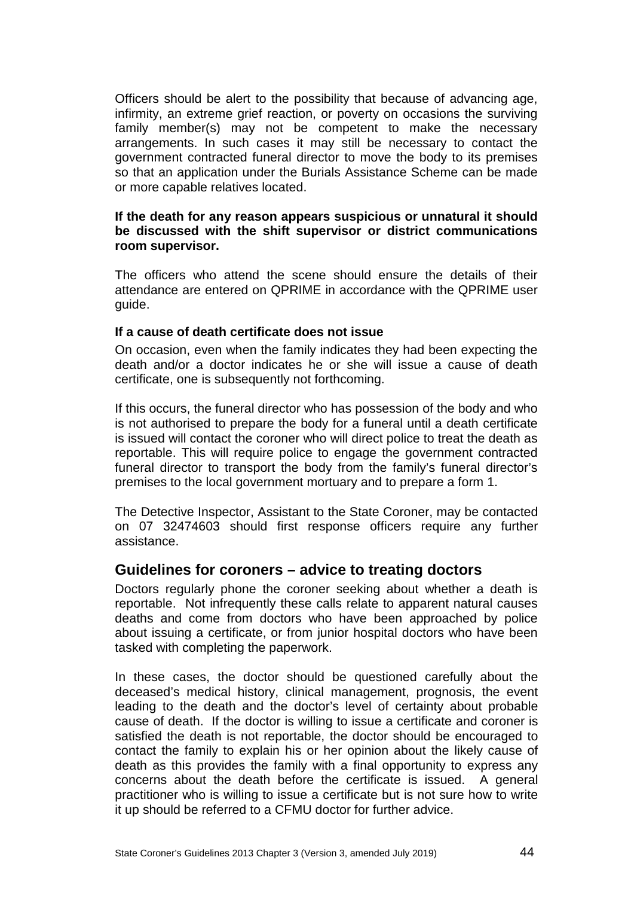Officers should be alert to the possibility that because of advancing age, infirmity, an extreme grief reaction, or poverty on occasions the surviving family member(s) may not be competent to make the necessary arrangements. In such cases it may still be necessary to contact the government contracted funeral director to move the body to its premises so that an application under the Burials Assistance Scheme can be made or more capable relatives located.

**If the death for any reason appears suspicious or unnatural it should be discussed with the shift supervisor or district communications room supervisor.**

The officers who attend the scene should ensure the details of their attendance are entered on QPRIME in accordance with the QPRIME user guide.

**If a cause of death certificate does not issue**

On occasion, even when the family indicates they had been expecting the death and/or a doctor indicates he or she will issue a cause of death certificate, one is subsequently not forthcoming.

If this occurs, the funeral director who has possession of the body and who is not authorised to prepare the body for a funeral until a death certificate is issued will contact the coroner who will direct police to treat the death as reportable. This will require police to engage the government contracted funeral director to transport the body from the family's funeral director's premises to the local government mortuary and to prepare a form 1.

The Detective Inspector, Assistant to the State Coroner, may be contacted on 07 32474603 should first response officers require any further assistance.

## Guidelines for coroners – advice to treating doctors

Doctors regularly phone the coroner seeking about whether a death is reportable. Not infrequently these calls relate to apparent natural causes deaths and come from doctors who have been approached by police about issuing a certificate, or from junior hospital doctors who have been tasked with completing the paperwork.

In these cases, the doctor should be questioned carefully about the deceased's medical history, clinical management, prognosis, the event leading to the death and the doctor's level of certainty about probable cause of death. If the doctor is willing to issue a certificate and coroner is satisfied the death is not reportable, the doctor should be encouraged to contact the family to explain his or her opinion about the likely cause of death as this provides the family with a final opportunity to express any concerns about the death before the certificate is issued. A general practitioner who is willing to issue a certificate but is not sure how to write it up should be referred to a CFMU doctor for further advice.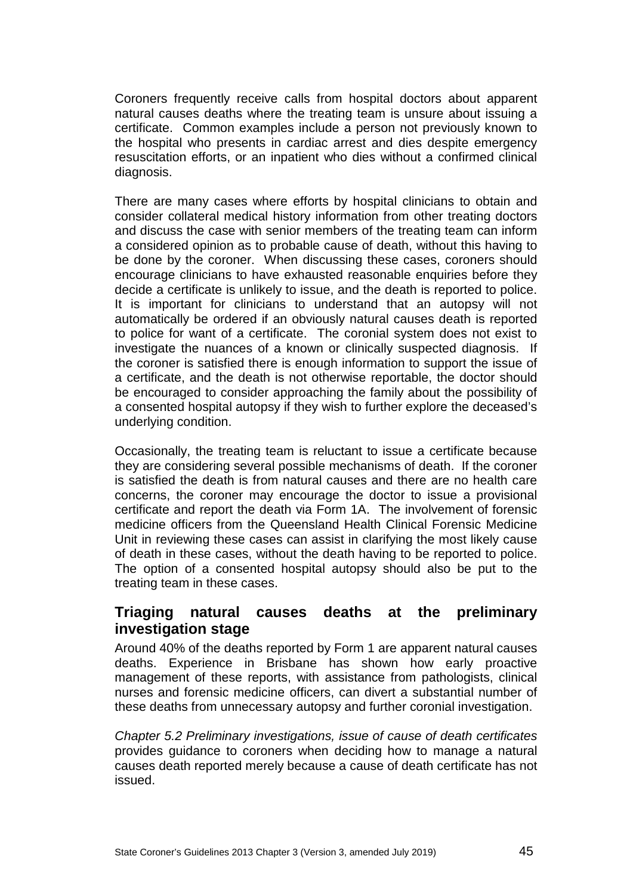Coroners frequently receive calls from hospital doctors about apparent natural causes deaths where the treating team is unsure about issuing a certificate. Common examples include a person not previously known to the hospital who presents in cardiac arrest and dies despite emergency resuscitation efforts, or an inpatient who dies without a confirmed clinical diagnosis.

There are many cases where efforts by hospital clinicians to obtain and consider collateral medical history information from other treating doctors and discuss the case with senior members of the treating team can inform a considered opinion as to probable cause of death, without this having to be done by the coroner. When discussing these cases, coroners should encourage clinicians to have exhausted reasonable enquiries before they decide a certificate is unlikely to issue, and the death is reported to police. It is important for clinicians to understand that an autopsy will not automatically be ordered if an obviously natural causes death is reported to police for want of a certificate. The coronial system does not exist to investigate the nuances of a known or clinically suspected diagnosis. If the coroner is satisfied there is enough information to support the issue of a certificate, and the death is not otherwise reportable, the doctor should be encouraged to consider approaching the family about the possibility of a consented hospital autopsy if they wish to further explore the deceased's underlying condition.

Occasionally, the treating team is reluctant to issue a certificate because they are considering several possible mechanisms of death. If the coroner is satisfied the death is from natural causes and there are no health care concerns, the coroner may encourage the doctor to issue a provisional certificate and report the death via Form 1A. The involvement of forensic medicine officers from the Queensland Health Clinical Forensic Medicine Unit in reviewing these cases can assist in clarifying the most likely cause of death in these cases, without the death having to be reported to police. The option of a consented hospital autopsy should also be put to the treating team in these cases.

## Triaging natural causes deaths at the preliminary investigation stage

Around 40% of the deaths reported by Form 1 are apparent natural causes deaths. Experience in Brisbane has shown how early proactive management of these reports, with assistance from pathologists, clinical nurses and forensic medicine officers, can divert a substantial number of these deaths from unnecessary autopsy and further coronial investigation.

*Chapter 5.2 Preliminary investigations, issue of cause of death certificates* provides guidance to coroners when deciding how to manage a natural causes death reported merely because a cause of death certificate has not issued.